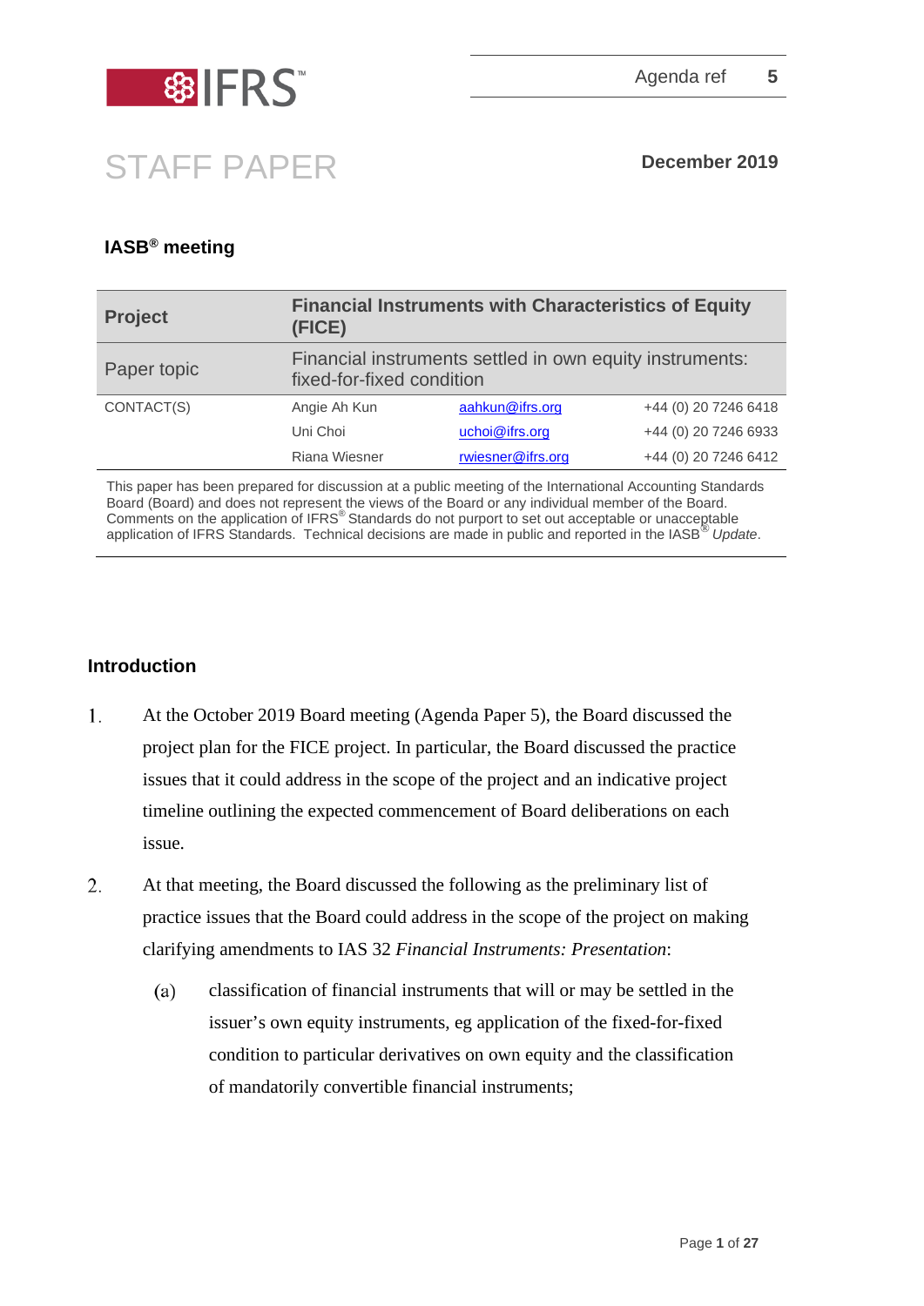IFRS

Agenda ref 5

# STAFF PAPER

**December 2019**

**IASB® meeting**

| **Project** | **Financial Instruments with Characteristics of Equity (FICE)** | | |
|---|---|---|---|
| Paper topic | Financial instruments settled in own equity instruments: fixed-for-fixed condition | | |
| CONTACT(S) | Angie Ah Kun | aahkun@ifrs.org | +44 (0) 20 7246 6418 |
| | Uni Choi | uchoi@ifrs.org | +44 (0) 20 7246 6933 |
| | Riana Wiesner | rwiesner@ifrs.org | +44 (0) 20 7246 6412 |

This paper has been prepared for discussion at a public meeting of the International Accounting Standards Board (Board) and does not represent the views of the Board or any individual member of the Board. Comments on the application of IFRS® Standards do not purport to set out acceptable or unacceptable application of IFRS Standards. Technical decisions are made in public and reported in the IASB® *Update*.

## Introduction

1. At the October 2019 Board meeting (Agenda Paper 5), the Board discussed the project plan for the FICE project. In particular, the Board discussed the practice issues that it could address in the scope of the project and an indicative project timeline outlining the expected commencement of Board deliberations on each issue.

2. At that meeting, the Board discussed the following as the preliminary list of practice issues that the Board could address in the scope of the project on making clarifying amendments to IAS 32 *Financial Instruments: Presentation*:

   (a) classification of financial instruments that will or may be settled in the issuer's own equity instruments, eg application of the fixed-for-fixed condition to particular derivatives on own equity and the classification of mandatorily convertible financial instruments;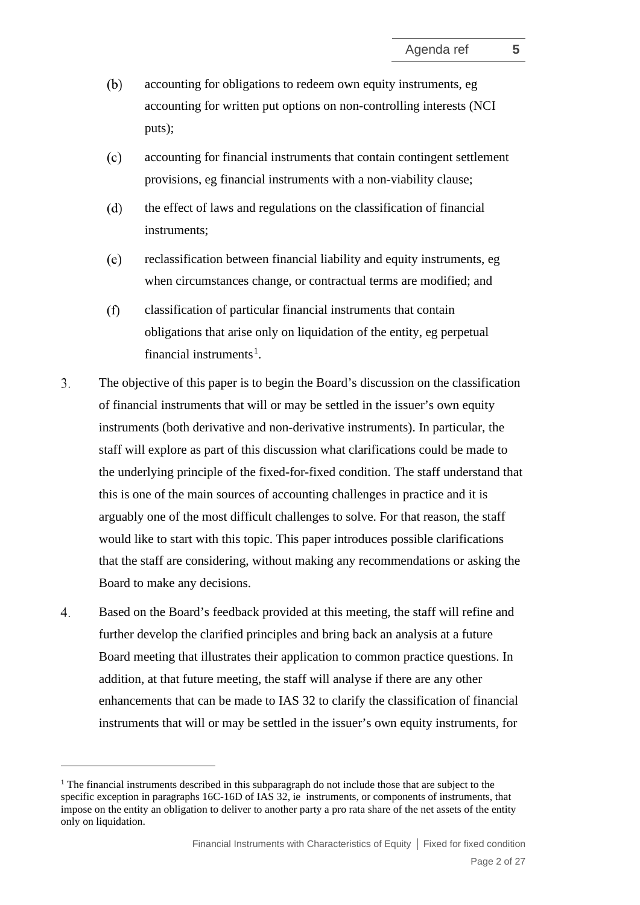(b) accounting for obligations to redeem own equity instruments, eg accounting for written put options on non-controlling interests (NCI puts);

(c) accounting for financial instruments that contain contingent settlement provisions, eg financial instruments with a non-viability clause;

(d) the effect of laws and regulations on the classification of financial instruments;

(e) reclassification between financial liability and equity instruments, eg when circumstances change, or contractual terms are modified; and

(f) classification of particular financial instruments that contain obligations that arise only on liquidation of the entity, eg perpetual financial instruments[1].

3. The objective of this paper is to begin the Board's discussion on the classification of financial instruments that will or may be settled in the issuer's own equity instruments (both derivative and non-derivative instruments). In particular, the staff will explore as part of this discussion what clarifications could be made to the underlying principle of the fixed-for-fixed condition. The staff understand that this is one of the main sources of accounting challenges in practice and it is arguably one of the most difficult challenges to solve. For that reason, the staff would like to start with this topic. This paper introduces possible clarifications that the staff are considering, without making any recommendations or asking the Board to make any decisions.

4. Based on the Board's feedback provided at this meeting, the staff will refine and further develop the clarified principles and bring back an analysis at a future Board meeting that illustrates their application to common practice questions. In addition, at that future meeting, the staff will analyse if there are any other enhancements that can be made to IAS 32 to clarify the classification of financial instruments that will or may be settled in the issuer's own equity instruments, for

---

[1] The financial instruments described in this subparagraph do not include those that are subject to the specific exception in paragraphs 16C-16D of IAS 32, ie instruments, or components of instruments, that impose on the entity an obligation to deliver to another party a pro rata share of the net assets of the entity only on liquidation.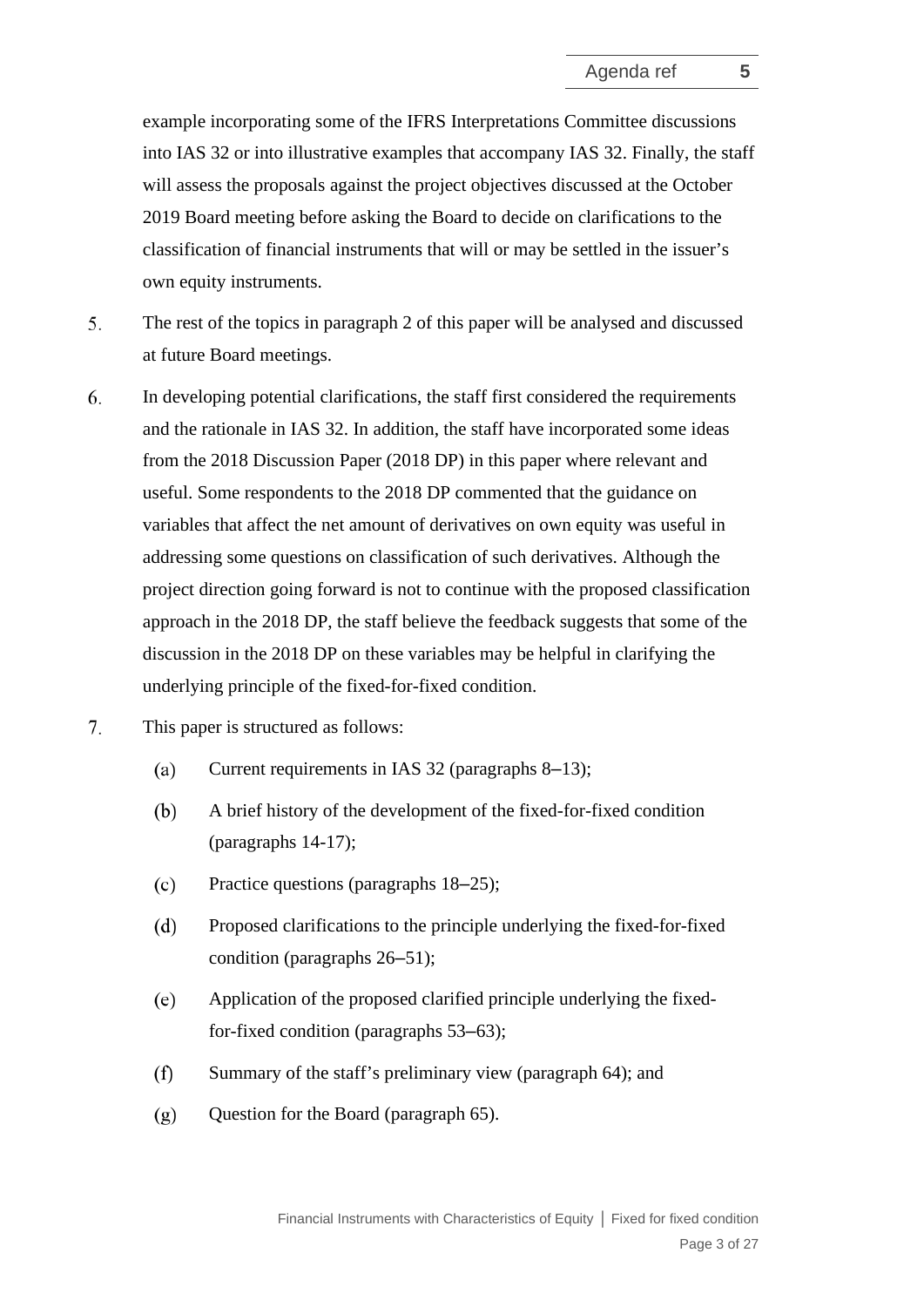example incorporating some of the IFRS Interpretations Committee discussions into IAS 32 or into illustrative examples that accompany IAS 32. Finally, the staff will assess the proposals against the project objectives discussed at the October 2019 Board meeting before asking the Board to decide on clarifications to the classification of financial instruments that will or may be settled in the issuer's own equity instruments.

5. The rest of the topics in paragraph 2 of this paper will be analysed and discussed at future Board meetings.

6. In developing potential clarifications, the staff first considered the requirements and the rationale in IAS 32. In addition, the staff have incorporated some ideas from the 2018 Discussion Paper (2018 DP) in this paper where relevant and useful. Some respondents to the 2018 DP commented that the guidance on variables that affect the net amount of derivatives on own equity was useful in addressing some questions on classification of such derivatives. Although the project direction going forward is not to continue with the proposed classification approach in the 2018 DP, the staff believe the feedback suggests that some of the discussion in the 2018 DP on these variables may be helpful in clarifying the underlying principle of the fixed-for-fixed condition.

7. This paper is structured as follows:

   (a) Current requirements in IAS 32 (paragraphs 8–13);

   (b) A brief history of the development of the fixed-for-fixed condition (paragraphs 14-17);

   (c) Practice questions (paragraphs 18–25);

   (d) Proposed clarifications to the principle underlying the fixed-for-fixed condition (paragraphs 26–51);

   (e) Application of the proposed clarified principle underlying the fixed-for-fixed condition (paragraphs 53–63);

   (f) Summary of the staff's preliminary view (paragraph 64); and

   (g) Question for the Board (paragraph 65).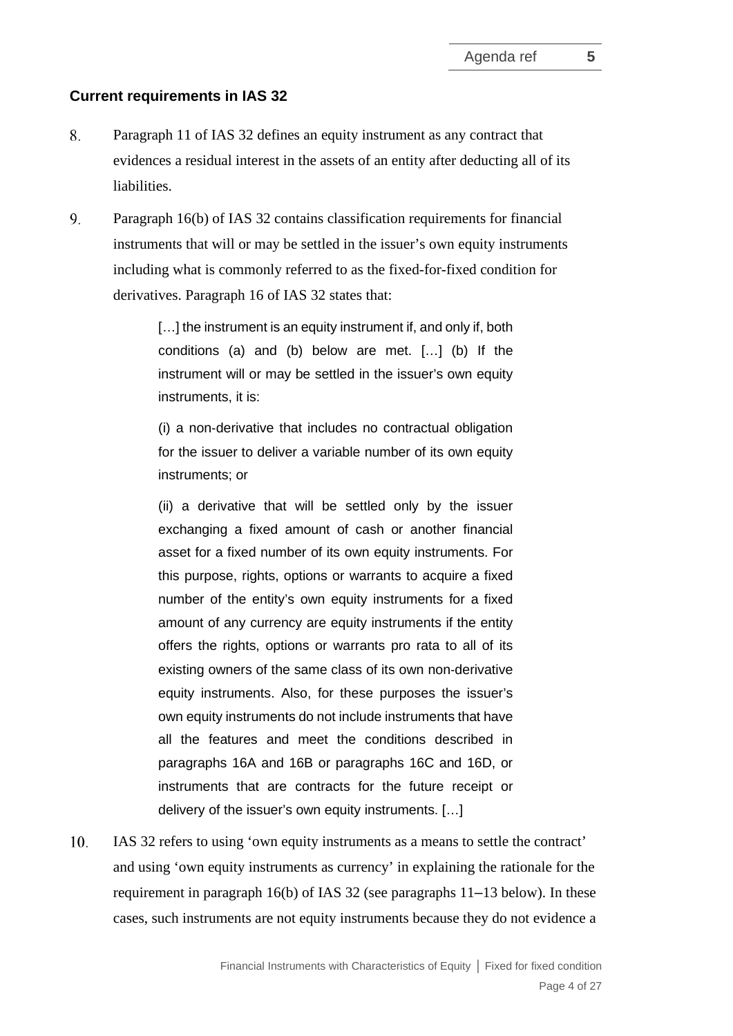### Current requirements in IAS 32

8. Paragraph 11 of IAS 32 defines an equity instrument as any contract that evidences a residual interest in the assets of an entity after deducting all of its liabilities.

9. Paragraph 16(b) of IAS 32 contains classification requirements for financial instruments that will or may be settled in the issuer's own equity instruments including what is commonly referred to as the fixed-for-fixed condition for derivatives. Paragraph 16 of IAS 32 states that:

> […] the instrument is an equity instrument if, and only if, both conditions (a) and (b) below are met. […] (b) If the instrument will or may be settled in the issuer's own equity instruments, it is:
>
> (i) a non-derivative that includes no contractual obligation for the issuer to deliver a variable number of its own equity instruments; or
>
> (ii) a derivative that will be settled only by the issuer exchanging a fixed amount of cash or another financial asset for a fixed number of its own equity instruments. For this purpose, rights, options or warrants to acquire a fixed number of the entity's own equity instruments for a fixed amount of any currency are equity instruments if the entity offers the rights, options or warrants pro rata to all of its existing owners of the same class of its own non-derivative equity instruments. Also, for these purposes the issuer's own equity instruments do not include instruments that have all the features and meet the conditions described in paragraphs 16A and 16B or paragraphs 16C and 16D, or instruments that are contracts for the future receipt or delivery of the issuer's own equity instruments. […]

10. IAS 32 refers to using 'own equity instruments as a means to settle the contract' and using 'own equity instruments as currency' in explaining the rationale for the requirement in paragraph 16(b) of IAS 32 (see paragraphs 11–13 below). In these cases, such instruments are not equity instruments because they do not evidence a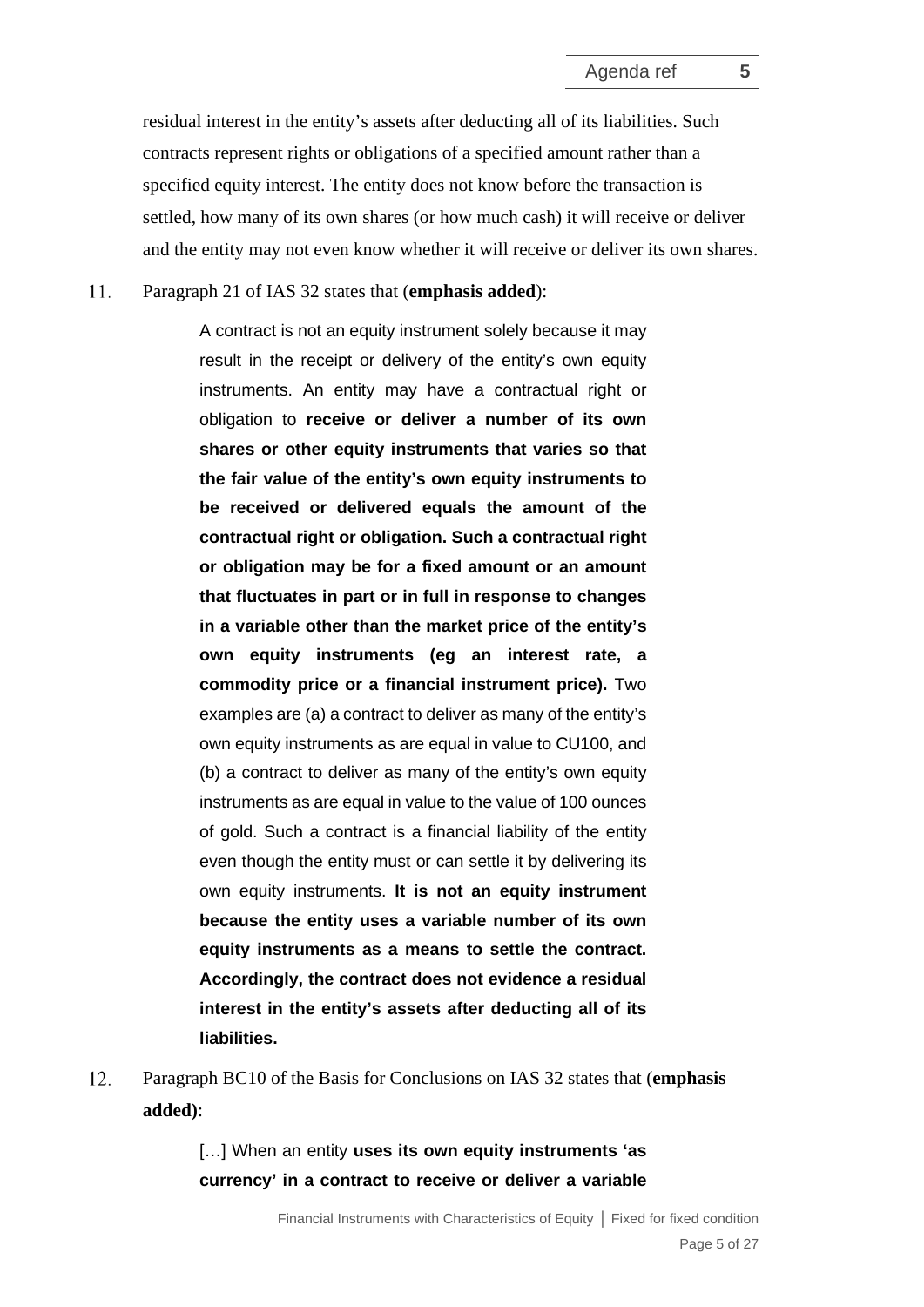residual interest in the entity's assets after deducting all of its liabilities. Such contracts represent rights or obligations of a specified amount rather than a specified equity interest. The entity does not know before the transaction is settled, how many of its own shares (or how much cash) it will receive or deliver and the entity may not even know whether it will receive or deliver its own shares.

11. Paragraph 21 of IAS 32 states that (**emphasis added**):

> A contract is not an equity instrument solely because it may result in the receipt or delivery of the entity's own equity instruments. An entity may have a contractual right or obligation to **receive or deliver a number of its own shares or other equity instruments that varies so that the fair value of the entity's own equity instruments to be received or delivered equals the amount of the contractual right or obligation. Such a contractual right or obligation may be for a fixed amount or an amount that fluctuates in part or in full in response to changes in a variable other than the market price of the entity's own equity instruments (eg an interest rate, a commodity price or a financial instrument price).** Two examples are (a) a contract to deliver as many of the entity's own equity instruments as are equal in value to CU100, and (b) a contract to deliver as many of the entity's own equity instruments as are equal in value to the value of 100 ounces of gold. Such a contract is a financial liability of the entity even though the entity must or can settle it by delivering its own equity instruments. **It is not an equity instrument because the entity uses a variable number of its own equity instruments as a means to settle the contract. Accordingly, the contract does not evidence a residual interest in the entity's assets after deducting all of its liabilities.**

12. Paragraph BC10 of the Basis for Conclusions on IAS 32 states that (**emphasis added)**:

> […] When an entity **uses its own equity instruments 'as currency' in a contract to receive or deliver a variable**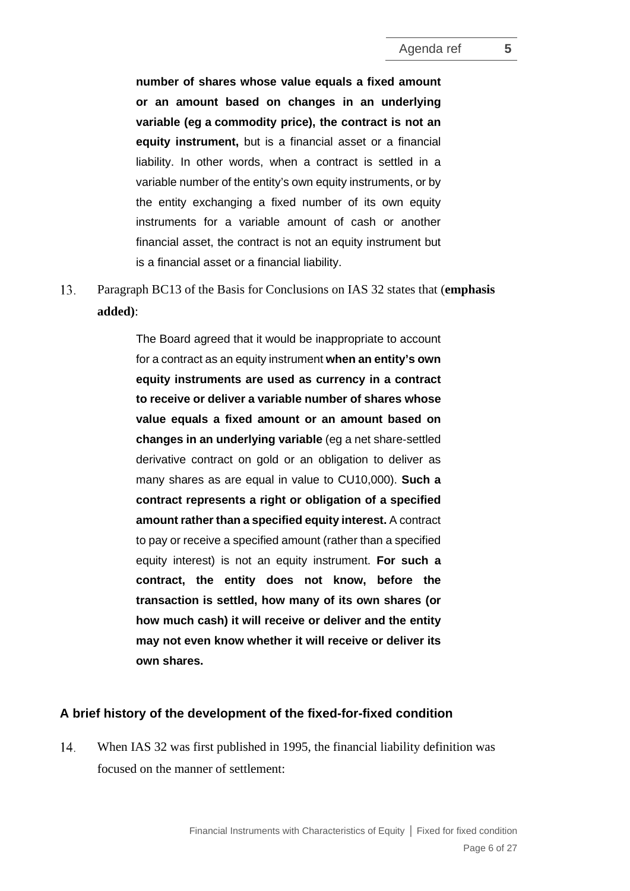> **number of shares whose value equals a fixed amount or an amount based on changes in an underlying variable (eg a commodity price), the contract is not an equity instrument,** but is a financial asset or a financial liability. In other words, when a contract is settled in a variable number of the entity's own equity instruments, or by the entity exchanging a fixed number of its own equity instruments for a variable amount of cash or another financial asset, the contract is not an equity instrument but is a financial asset or a financial liability.

13. Paragraph BC13 of the Basis for Conclusions on IAS 32 states that (**emphasis added)**:

> The Board agreed that it would be inappropriate to account for a contract as an equity instrument **when an entity's own equity instruments are used as currency in a contract to receive or deliver a variable number of shares whose value equals a fixed amount or an amount based on changes in an underlying variable** (eg a net share-settled derivative contract on gold or an obligation to deliver as many shares as are equal in value to CU10,000). **Such a contract represents a right or obligation of a specified amount rather than a specified equity interest.** A contract to pay or receive a specified amount (rather than a specified equity interest) is not an equity instrument. **For such a contract, the entity does not know, before the transaction is settled, how many of its own shares (or how much cash) it will receive or deliver and the entity may not even know whether it will receive or deliver its own shares.**

## A brief history of the development of the fixed-for-fixed condition

14. When IAS 32 was first published in 1995, the financial liability definition was focused on the manner of settlement: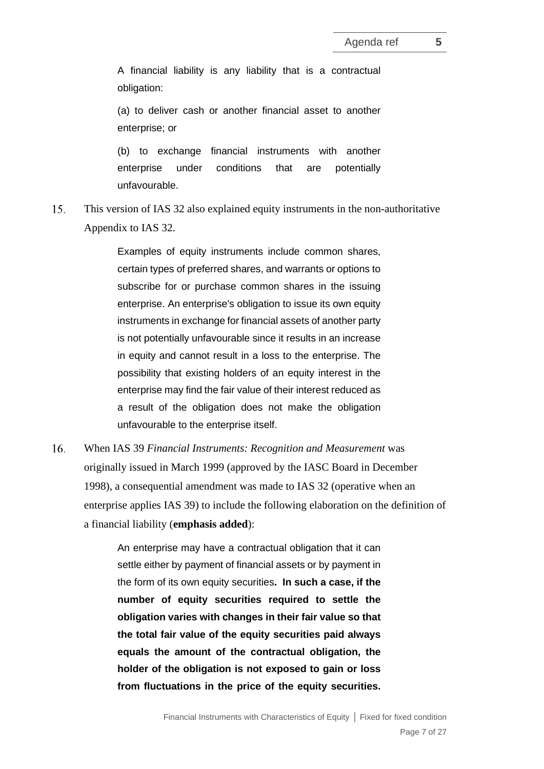> A financial liability is any liability that is a contractual obligation:
>
> (a) to deliver cash or another financial asset to another enterprise; or
>
> (b) to exchange financial instruments with another enterprise under conditions that are potentially unfavourable.

15. This version of IAS 32 also explained equity instruments in the non-authoritative Appendix to IAS 32.

> Examples of equity instruments include common shares, certain types of preferred shares, and warrants or options to subscribe for or purchase common shares in the issuing enterprise. An enterprise's obligation to issue its own equity instruments in exchange for financial assets of another party is not potentially unfavourable since it results in an increase in equity and cannot result in a loss to the enterprise. The possibility that existing holders of an equity interest in the enterprise may find the fair value of their interest reduced as a result of the obligation does not make the obligation unfavourable to the enterprise itself.

16. When IAS 39 *Financial Instruments: Recognition and Measurement* was originally issued in March 1999 (approved by the IASC Board in December 1998), a consequential amendment was made to IAS 32 (operative when an enterprise applies IAS 39) to include the following elaboration on the definition of a financial liability (**emphasis added**):

> An enterprise may have a contractual obligation that it can settle either by payment of financial assets or by payment in the form of its own equity securities. **In such a case, if the number of equity securities required to settle the obligation varies with changes in their fair value so that the total fair value of the equity securities paid always equals the amount of the contractual obligation, the holder of the obligation is not exposed to gain or loss from fluctuations in the price of the equity securities.**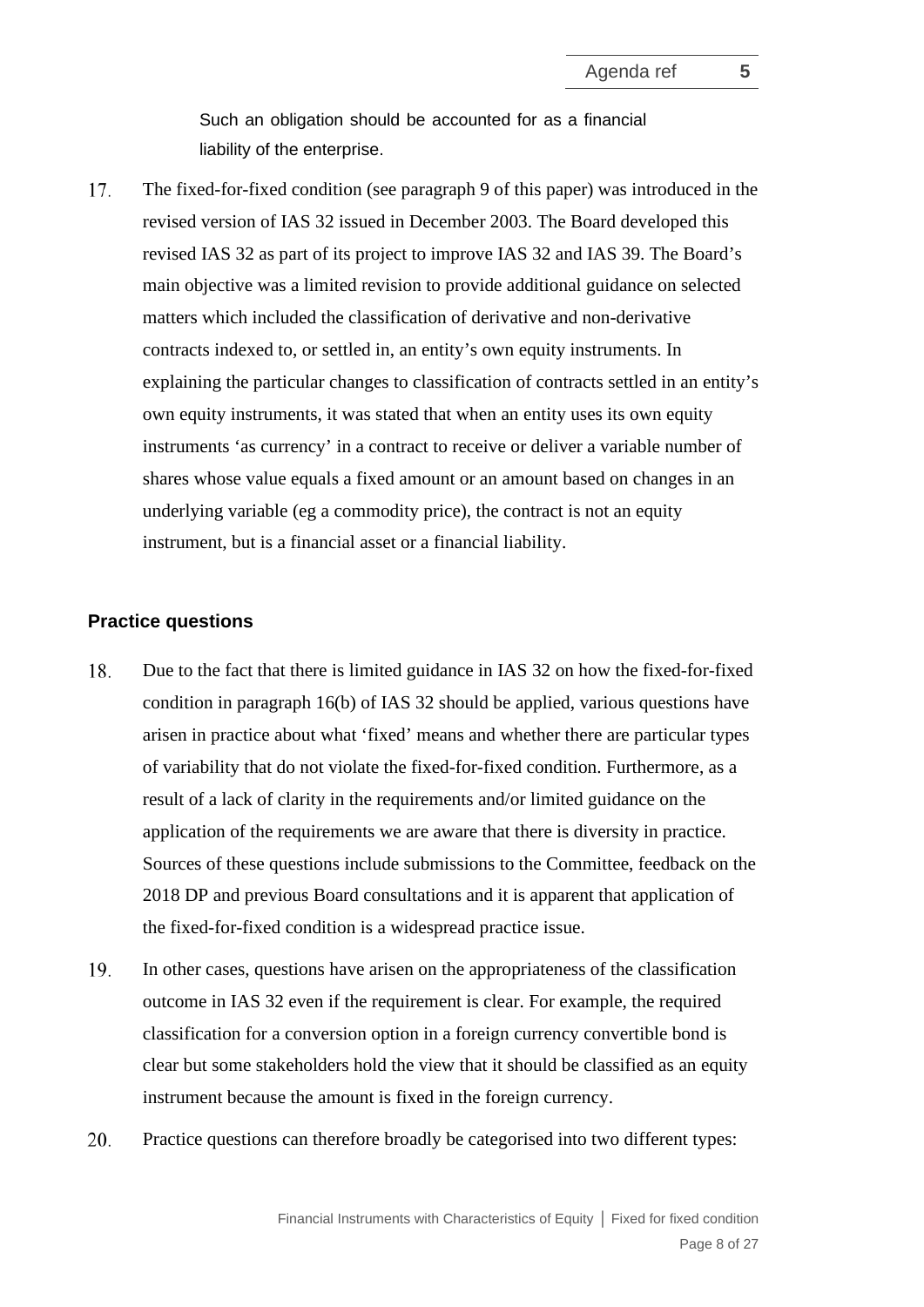Such an obligation should be accounted for as a financial liability of the enterprise.

17. The fixed-for-fixed condition (see paragraph 9 of this paper) was introduced in the revised version of IAS 32 issued in December 2003. The Board developed this revised IAS 32 as part of its project to improve IAS 32 and IAS 39. The Board's main objective was a limited revision to provide additional guidance on selected matters which included the classification of derivative and non-derivative contracts indexed to, or settled in, an entity's own equity instruments. In explaining the particular changes to classification of contracts settled in an entity's own equity instruments, it was stated that when an entity uses its own equity instruments 'as currency' in a contract to receive or deliver a variable number of shares whose value equals a fixed amount or an amount based on changes in an underlying variable (eg a commodity price), the contract is not an equity instrument, but is a financial asset or a financial liability.

## Practice questions

18. Due to the fact that there is limited guidance in IAS 32 on how the fixed-for-fixed condition in paragraph 16(b) of IAS 32 should be applied, various questions have arisen in practice about what 'fixed' means and whether there are particular types of variability that do not violate the fixed-for-fixed condition. Furthermore, as a result of a lack of clarity in the requirements and/or limited guidance on the application of the requirements we are aware that there is diversity in practice. Sources of these questions include submissions to the Committee, feedback on the 2018 DP and previous Board consultations and it is apparent that application of the fixed-for-fixed condition is a widespread practice issue.

19. In other cases, questions have arisen on the appropriateness of the classification outcome in IAS 32 even if the requirement is clear. For example, the required classification for a conversion option in a foreign currency convertible bond is clear but some stakeholders hold the view that it should be classified as an equity instrument because the amount is fixed in the foreign currency.

20. Practice questions can therefore broadly be categorised into two different types: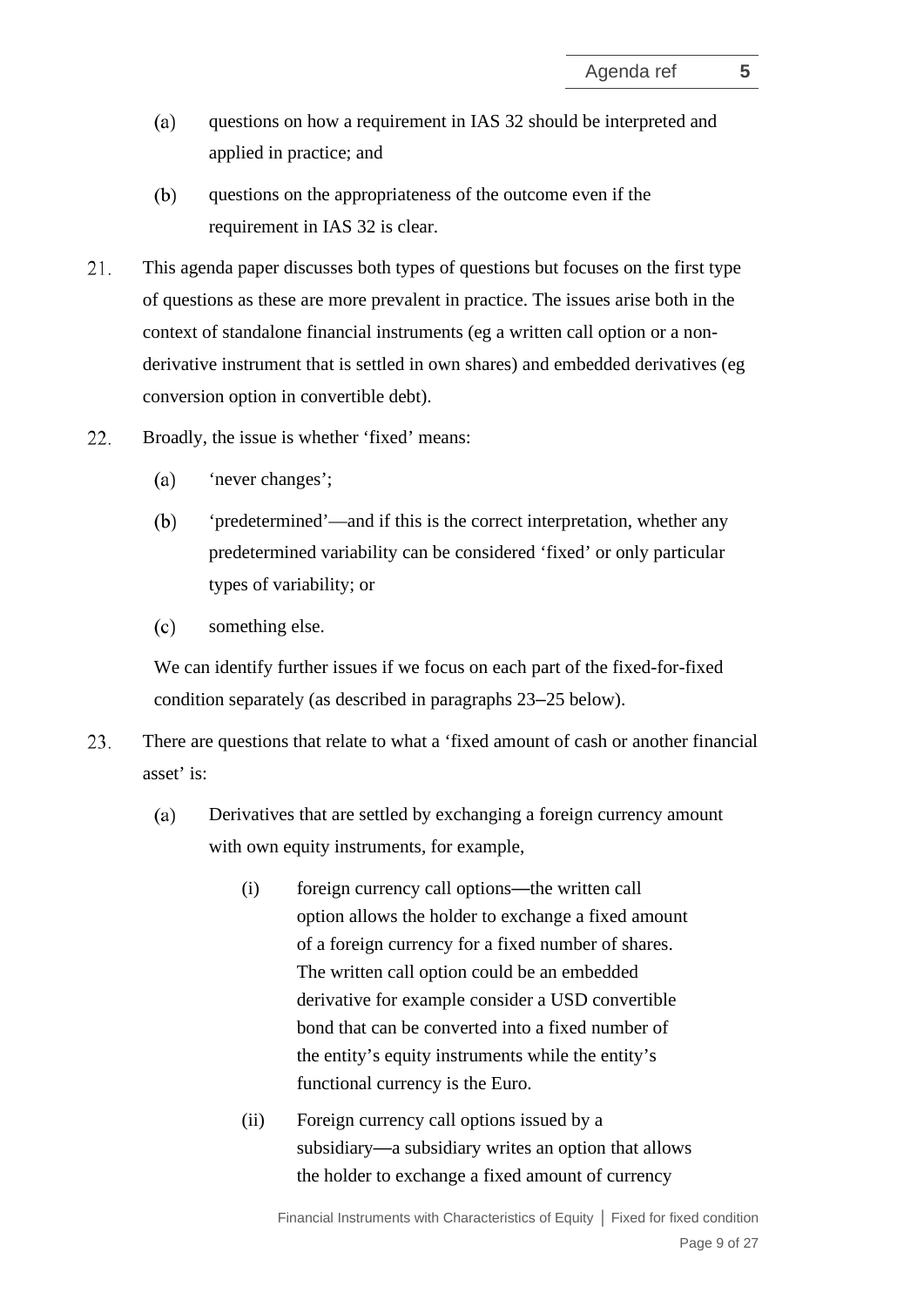(a) questions on how a requirement in IAS 32 should be interpreted and applied in practice; and

(b) questions on the appropriateness of the outcome even if the requirement in IAS 32 is clear.

21. This agenda paper discusses both types of questions but focuses on the first type of questions as these are more prevalent in practice. The issues arise both in the context of standalone financial instruments (eg a written call option or a non-derivative instrument that is settled in own shares) and embedded derivatives (eg conversion option in convertible debt).

22. Broadly, the issue is whether 'fixed' means:

    (a) 'never changes';

    (b) 'predetermined'—and if this is the correct interpretation, whether any predetermined variability can be considered 'fixed' or only particular types of variability; or

    (c) something else.

    We can identify further issues if we focus on each part of the fixed-for-fixed condition separately (as described in paragraphs 23–25 below).

23. There are questions that relate to what a 'fixed amount of cash or another financial asset' is:

    (a) Derivatives that are settled by exchanging a foreign currency amount with own equity instruments, for example,

        (i) foreign currency call options—the written call option allows the holder to exchange a fixed amount of a foreign currency for a fixed number of shares. The written call option could be an embedded derivative for example consider a USD convertible bond that can be converted into a fixed number of the entity's equity instruments while the entity's functional currency is the Euro.

        (ii) Foreign currency call options issued by a subsidiary—a subsidiary writes an option that allows the holder to exchange a fixed amount of currency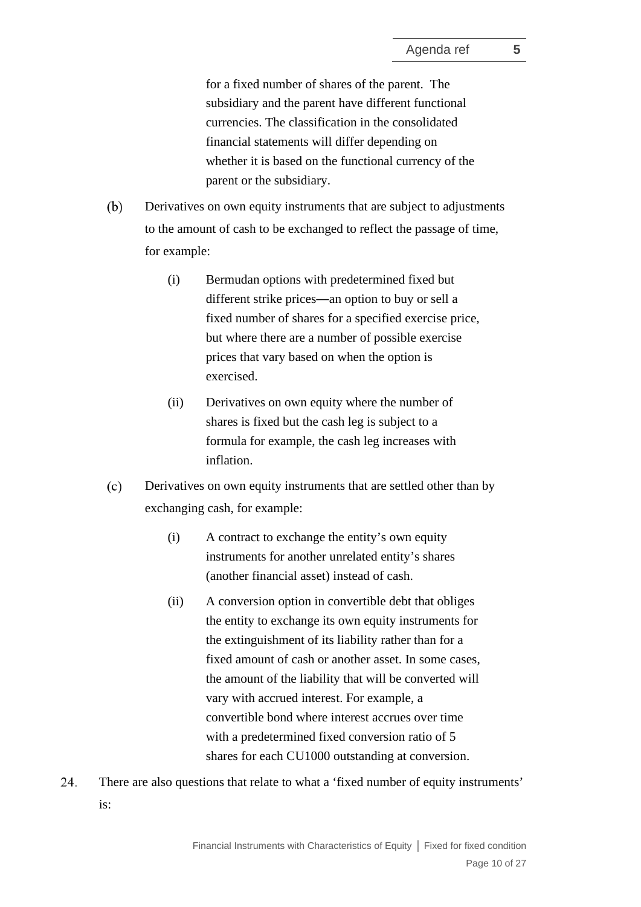for a fixed number of shares of the parent. The subsidiary and the parent have different functional currencies. The classification in the consolidated financial statements will differ depending on whether it is based on the functional currency of the parent or the subsidiary.

(b) Derivatives on own equity instruments that are subject to adjustments to the amount of cash to be exchanged to reflect the passage of time, for example:

   (i) Bermudan options with predetermined fixed but different strike prices—an option to buy or sell a fixed number of shares for a specified exercise price, but where there are a number of possible exercise prices that vary based on when the option is exercised.

   (ii) Derivatives on own equity where the number of shares is fixed but the cash leg is subject to a formula for example, the cash leg increases with inflation.

(c) Derivatives on own equity instruments that are settled other than by exchanging cash, for example:

   (i) A contract to exchange the entity's own equity instruments for another unrelated entity's shares (another financial asset) instead of cash.

   (ii) A conversion option in convertible debt that obliges the entity to exchange its own equity instruments for the extinguishment of its liability rather than for a fixed amount of cash or another asset. In some cases, the amount of the liability that will be converted will vary with accrued interest. For example, a convertible bond where interest accrues over time with a predetermined fixed conversion ratio of 5 shares for each CU1000 outstanding at conversion.

24. There are also questions that relate to what a 'fixed number of equity instruments' is: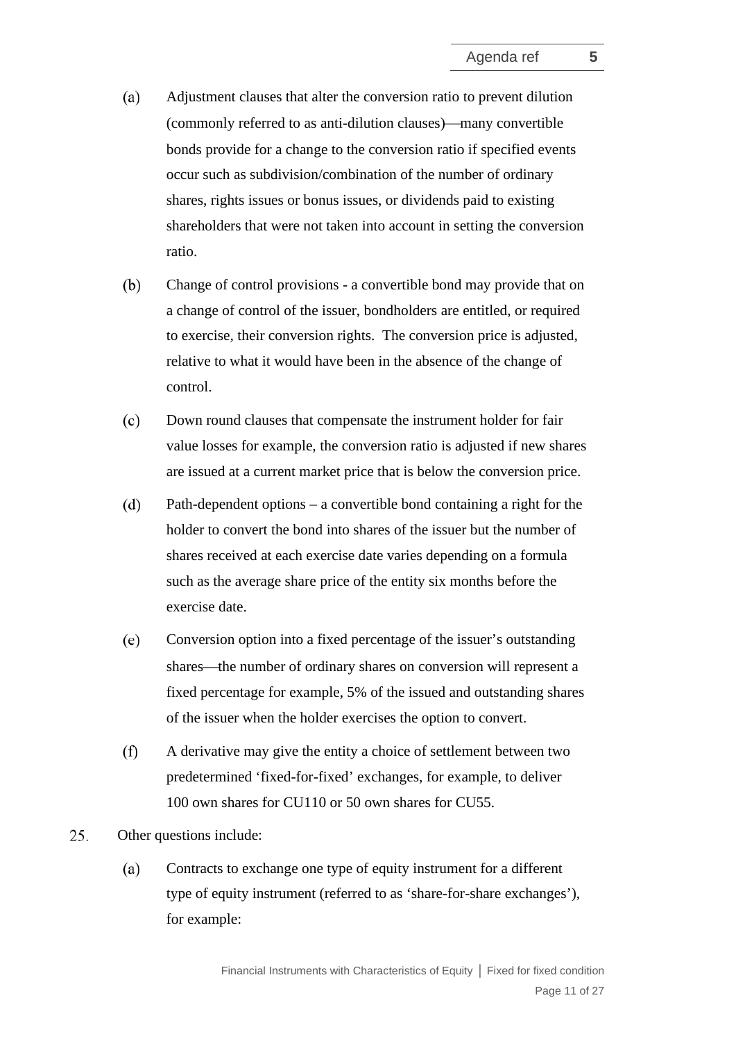(a) Adjustment clauses that alter the conversion ratio to prevent dilution (commonly referred to as anti-dilution clauses)—many convertible bonds provide for a change to the conversion ratio if specified events occur such as subdivision/combination of the number of ordinary shares, rights issues or bonus issues, or dividends paid to existing shareholders that were not taken into account in setting the conversion ratio.

(b) Change of control provisions - a convertible bond may provide that on a change of control of the issuer, bondholders are entitled, or required to exercise, their conversion rights. The conversion price is adjusted, relative to what it would have been in the absence of the change of control.

(c) Down round clauses that compensate the instrument holder for fair value losses for example, the conversion ratio is adjusted if new shares are issued at a current market price that is below the conversion price.

(d) Path-dependent options – a convertible bond containing a right for the holder to convert the bond into shares of the issuer but the number of shares received at each exercise date varies depending on a formula such as the average share price of the entity six months before the exercise date.

(e) Conversion option into a fixed percentage of the issuer's outstanding shares—the number of ordinary shares on conversion will represent a fixed percentage for example, 5% of the issued and outstanding shares of the issuer when the holder exercises the option to convert.

(f) A derivative may give the entity a choice of settlement between two predetermined 'fixed-for-fixed' exchanges, for example, to deliver 100 own shares for CU110 or 50 own shares for CU55.

25. Other questions include:

(a) Contracts to exchange one type of equity instrument for a different type of equity instrument (referred to as 'share-for-share exchanges'), for example: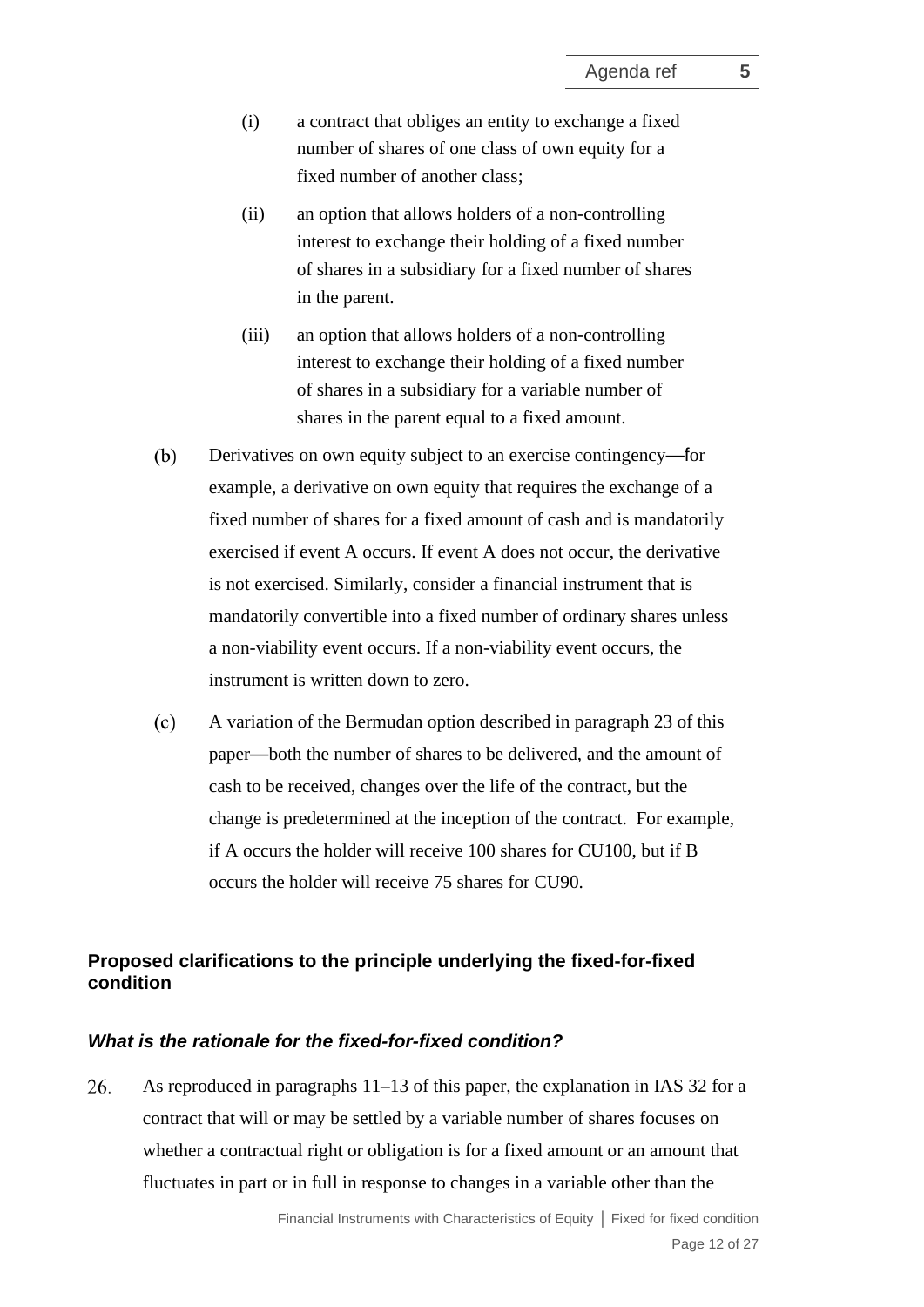(i) a contract that obliges an entity to exchange a fixed number of shares of one class of own equity for a fixed number of another class;

(ii) an option that allows holders of a non-controlling interest to exchange their holding of a fixed number of shares in a subsidiary for a fixed number of shares in the parent.

(iii) an option that allows holders of a non-controlling interest to exchange their holding of a fixed number of shares in a subsidiary for a variable number of shares in the parent equal to a fixed amount.

(b) Derivatives on own equity subject to an exercise contingency—for example, a derivative on own equity that requires the exchange of a fixed number of shares for a fixed amount of cash and is mandatorily exercised if event A occurs. If event A does not occur, the derivative is not exercised. Similarly, consider a financial instrument that is mandatorily convertible into a fixed number of ordinary shares unless a non-viability event occurs. If a non-viability event occurs, the instrument is written down to zero.

(c) A variation of the Bermudan option described in paragraph 23 of this paper—both the number of shares to be delivered, and the amount of cash to be received, changes over the life of the contract, but the change is predetermined at the inception of the contract. For example, if A occurs the holder will receive 100 shares for CU100, but if B occurs the holder will receive 75 shares for CU90.

## Proposed clarifications to the principle underlying the fixed-for-fixed condition

### *What is the rationale for the fixed-for-fixed condition?*

26. As reproduced in paragraphs 11–13 of this paper, the explanation in IAS 32 for a contract that will or may be settled by a variable number of shares focuses on whether a contractual right or obligation is for a fixed amount or an amount that fluctuates in part or in full in response to changes in a variable other than the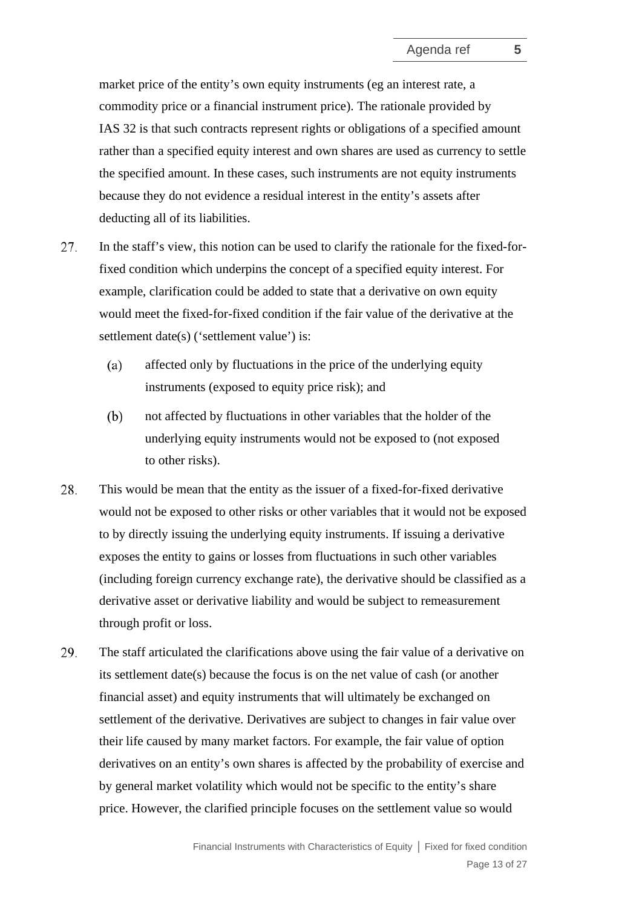market price of the entity's own equity instruments (eg an interest rate, a commodity price or a financial instrument price). The rationale provided by IAS 32 is that such contracts represent rights or obligations of a specified amount rather than a specified equity interest and own shares are used as currency to settle the specified amount. In these cases, such instruments are not equity instruments because they do not evidence a residual interest in the entity's assets after deducting all of its liabilities.

27. In the staff's view, this notion can be used to clarify the rationale for the fixed-for-fixed condition which underpins the concept of a specified equity interest. For example, clarification could be added to state that a derivative on own equity would meet the fixed-for-fixed condition if the fair value of the derivative at the settlement date(s) ('settlement value') is:

    (a) affected only by fluctuations in the price of the underlying equity instruments (exposed to equity price risk); and

    (b) not affected by fluctuations in other variables that the holder of the underlying equity instruments would not be exposed to (not exposed to other risks).

28. This would be mean that the entity as the issuer of a fixed-for-fixed derivative would not be exposed to other risks or other variables that it would not be exposed to by directly issuing the underlying equity instruments. If issuing a derivative exposes the entity to gains or losses from fluctuations in such other variables (including foreign currency exchange rate), the derivative should be classified as a derivative asset or derivative liability and would be subject to remeasurement through profit or loss.

29. The staff articulated the clarifications above using the fair value of a derivative on its settlement date(s) because the focus is on the net value of cash (or another financial asset) and equity instruments that will ultimately be exchanged on settlement of the derivative. Derivatives are subject to changes in fair value over their life caused by many market factors. For example, the fair value of option derivatives on an entity's own shares is affected by the probability of exercise and by general market volatility which would not be specific to the entity's share price. However, the clarified principle focuses on the settlement value so would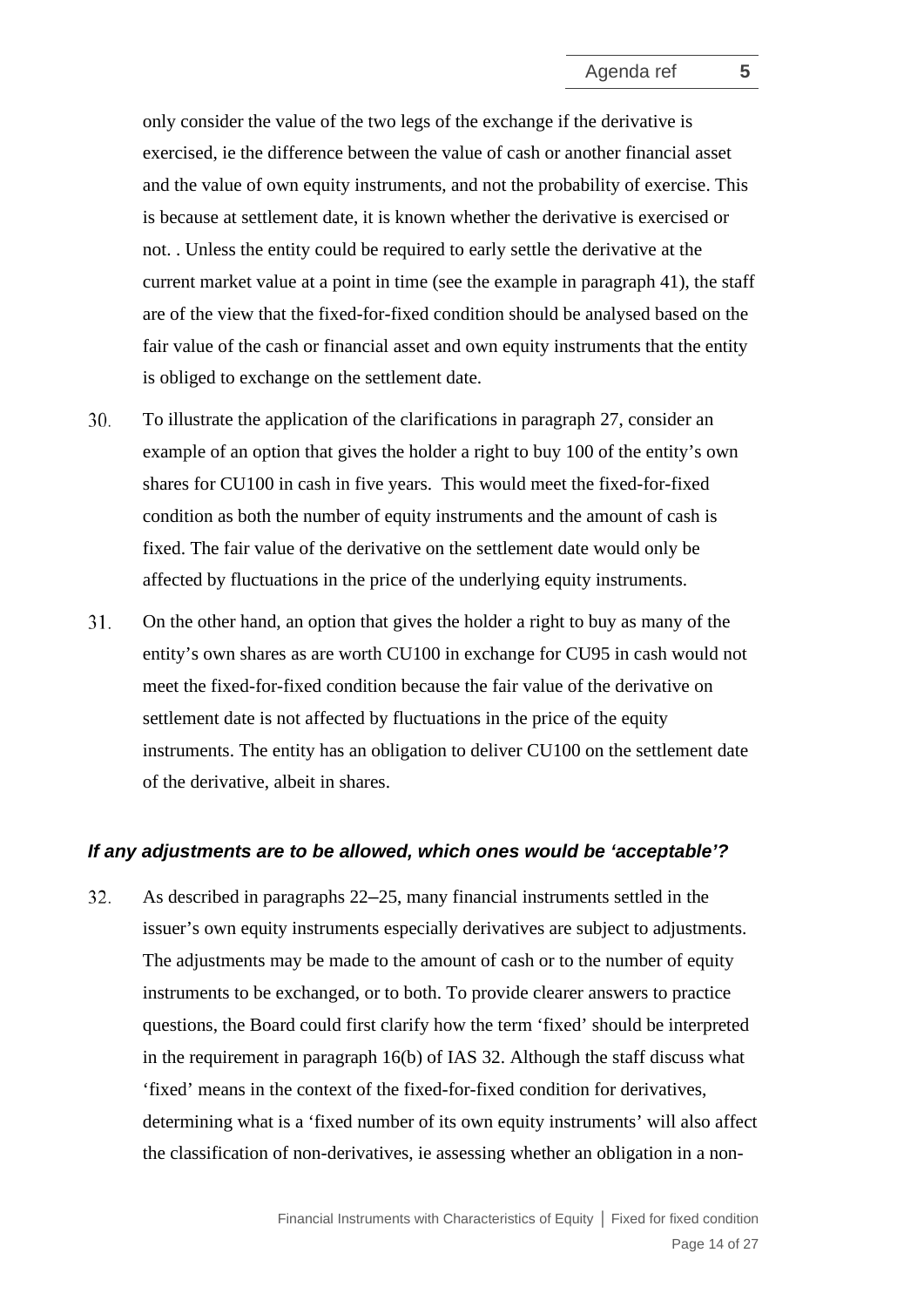only consider the value of the two legs of the exchange if the derivative is exercised, ie the difference between the value of cash or another financial asset and the value of own equity instruments, and not the probability of exercise. This is because at settlement date, it is known whether the derivative is exercised or not. . Unless the entity could be required to early settle the derivative at the current market value at a point in time (see the example in paragraph 41), the staff are of the view that the fixed-for-fixed condition should be analysed based on the fair value of the cash or financial asset and own equity instruments that the entity is obliged to exchange on the settlement date.

30. To illustrate the application of the clarifications in paragraph 27, consider an example of an option that gives the holder a right to buy 100 of the entity's own shares for CU100 in cash in five years. This would meet the fixed-for-fixed condition as both the number of equity instruments and the amount of cash is fixed. The fair value of the derivative on the settlement date would only be affected by fluctuations in the price of the underlying equity instruments.

31. On the other hand, an option that gives the holder a right to buy as many of the entity's own shares as are worth CU100 in exchange for CU95 in cash would not meet the fixed-for-fixed condition because the fair value of the derivative on settlement date is not affected by fluctuations in the price of the equity instruments. The entity has an obligation to deliver CU100 on the settlement date of the derivative, albeit in shares.

### *If any adjustments are to be allowed, which ones would be 'acceptable'?*

32. As described in paragraphs 22–25, many financial instruments settled in the issuer's own equity instruments especially derivatives are subject to adjustments. The adjustments may be made to the amount of cash or to the number of equity instruments to be exchanged, or to both. To provide clearer answers to practice questions, the Board could first clarify how the term 'fixed' should be interpreted in the requirement in paragraph 16(b) of IAS 32. Although the staff discuss what 'fixed' means in the context of the fixed-for-fixed condition for derivatives, determining what is a 'fixed number of its own equity instruments' will also affect the classification of non-derivatives, ie assessing whether an obligation in a non-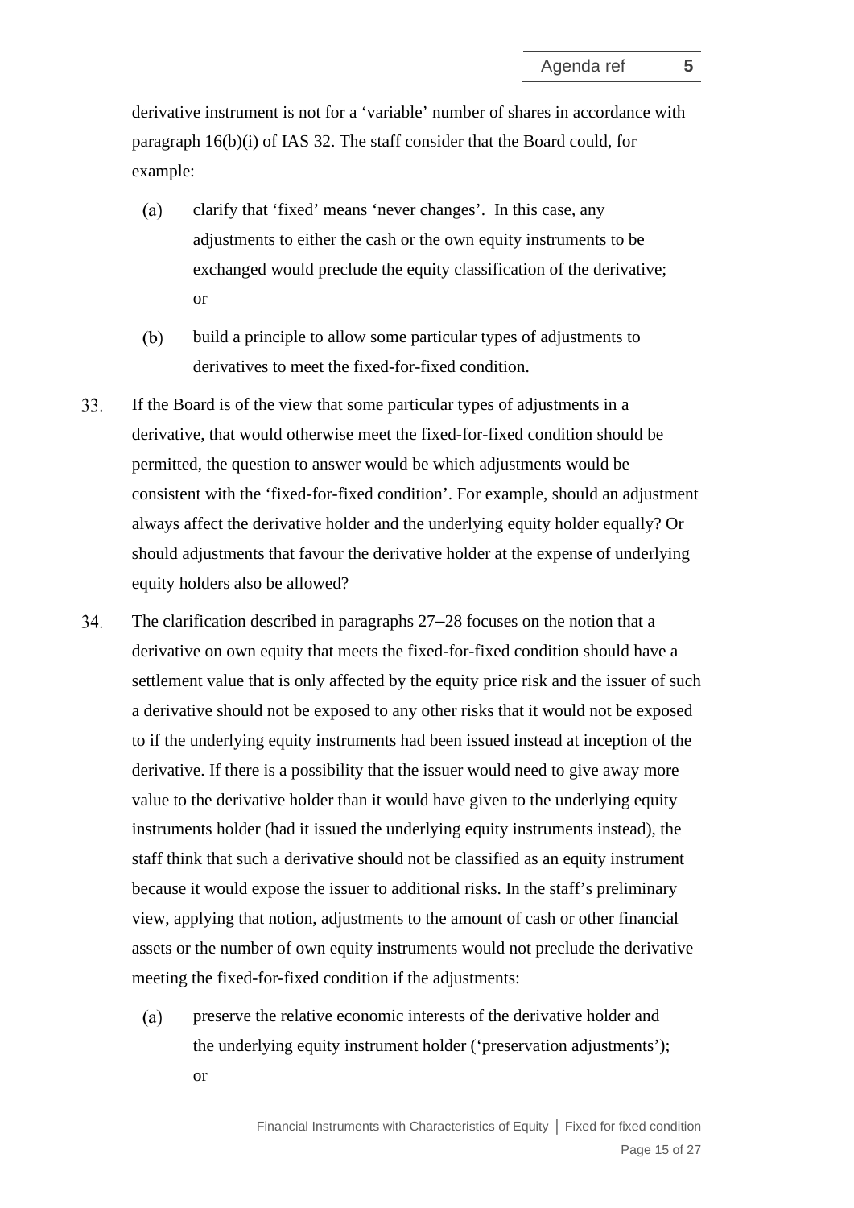derivative instrument is not for a 'variable' number of shares in accordance with paragraph 16(b)(i) of IAS 32. The staff consider that the Board could, for example:

(a) clarify that 'fixed' means 'never changes'. In this case, any adjustments to either the cash or the own equity instruments to be exchanged would preclude the equity classification of the derivative; or

(b) build a principle to allow some particular types of adjustments to derivatives to meet the fixed-for-fixed condition.

33. If the Board is of the view that some particular types of adjustments in a derivative, that would otherwise meet the fixed-for-fixed condition should be permitted, the question to answer would be which adjustments would be consistent with the 'fixed-for-fixed condition'. For example, should an adjustment always affect the derivative holder and the underlying equity holder equally? Or should adjustments that favour the derivative holder at the expense of underlying equity holders also be allowed?

34. The clarification described in paragraphs 27–28 focuses on the notion that a derivative on own equity that meets the fixed-for-fixed condition should have a settlement value that is only affected by the equity price risk and the issuer of such a derivative should not be exposed to any other risks that it would not be exposed to if the underlying equity instruments had been issued instead at inception of the derivative. If there is a possibility that the issuer would need to give away more value to the derivative holder than it would have given to the underlying equity instruments holder (had it issued the underlying equity instruments instead), the staff think that such a derivative should not be classified as an equity instrument because it would expose the issuer to additional risks. In the staff's preliminary view, applying that notion, adjustments to the amount of cash or other financial assets or the number of own equity instruments would not preclude the derivative meeting the fixed-for-fixed condition if the adjustments:

(a) preserve the relative economic interests of the derivative holder and the underlying equity instrument holder ('preservation adjustments'); or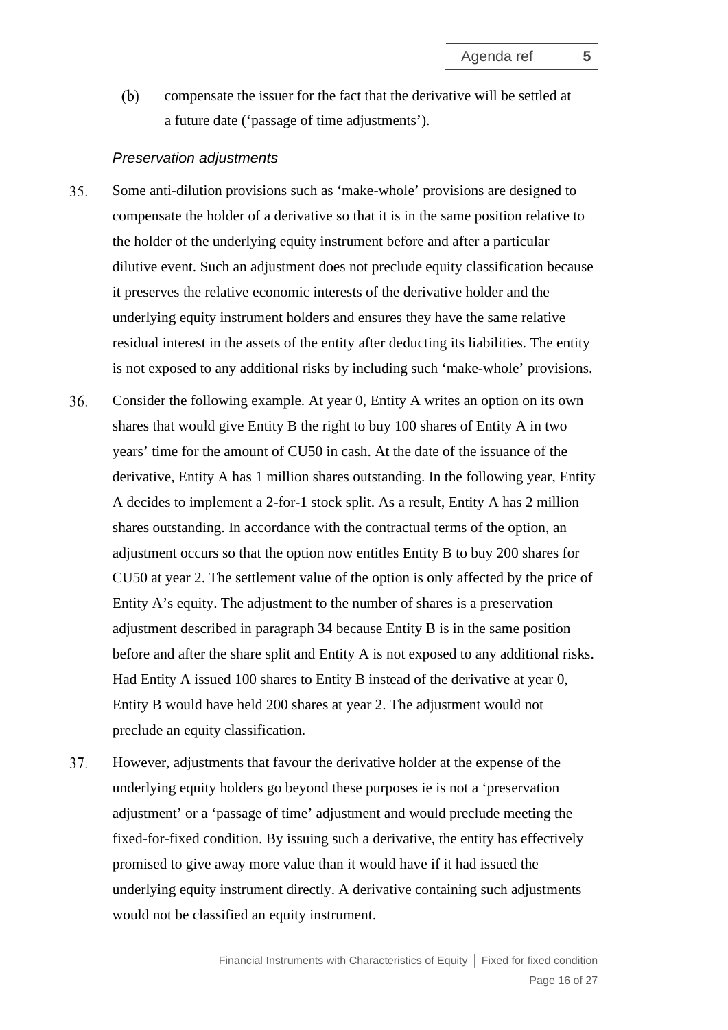(b) compensate the issuer for the fact that the derivative will be settled at a future date ('passage of time adjustments').

*Preservation adjustments*

35. Some anti-dilution provisions such as 'make-whole' provisions are designed to compensate the holder of a derivative so that it is in the same position relative to the holder of the underlying equity instrument before and after a particular dilutive event. Such an adjustment does not preclude equity classification because it preserves the relative economic interests of the derivative holder and the underlying equity instrument holders and ensures they have the same relative residual interest in the assets of the entity after deducting its liabilities. The entity is not exposed to any additional risks by including such 'make-whole' provisions.

36. Consider the following example. At year 0, Entity A writes an option on its own shares that would give Entity B the right to buy 100 shares of Entity A in two years' time for the amount of CU50 in cash. At the date of the issuance of the derivative, Entity A has 1 million shares outstanding. In the following year, Entity A decides to implement a 2-for-1 stock split. As a result, Entity A has 2 million shares outstanding. In accordance with the contractual terms of the option, an adjustment occurs so that the option now entitles Entity B to buy 200 shares for CU50 at year 2. The settlement value of the option is only affected by the price of Entity A's equity. The adjustment to the number of shares is a preservation adjustment described in paragraph 34 because Entity B is in the same position before and after the share split and Entity A is not exposed to any additional risks. Had Entity A issued 100 shares to Entity B instead of the derivative at year 0, Entity B would have held 200 shares at year 2. The adjustment would not preclude an equity classification.

37. However, adjustments that favour the derivative holder at the expense of the underlying equity holders go beyond these purposes ie is not a 'preservation adjustment' or a 'passage of time' adjustment and would preclude meeting the fixed-for-fixed condition. By issuing such a derivative, the entity has effectively promised to give away more value than it would have if it had issued the underlying equity instrument directly. A derivative containing such adjustments would not be classified an equity instrument.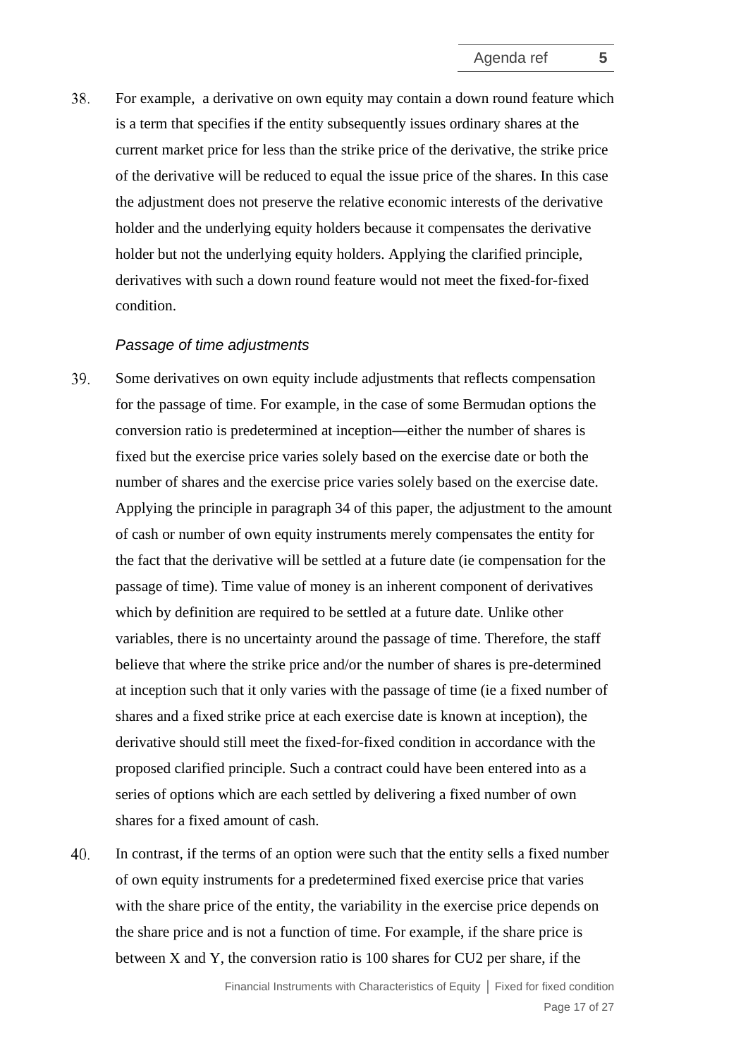38. For example, a derivative on own equity may contain a down round feature which is a term that specifies if the entity subsequently issues ordinary shares at the current market price for less than the strike price of the derivative, the strike price of the derivative will be reduced to equal the issue price of the shares. In this case the adjustment does not preserve the relative economic interests of the derivative holder and the underlying equity holders because it compensates the derivative holder but not the underlying equity holders. Applying the clarified principle, derivatives with such a down round feature would not meet the fixed-for-fixed condition.

*Passage of time adjustments*

39. Some derivatives on own equity include adjustments that reflects compensation for the passage of time. For example, in the case of some Bermudan options the conversion ratio is predetermined at inception—either the number of shares is fixed but the exercise price varies solely based on the exercise date or both the number of shares and the exercise price varies solely based on the exercise date. Applying the principle in paragraph 34 of this paper, the adjustment to the amount of cash or number of own equity instruments merely compensates the entity for the fact that the derivative will be settled at a future date (ie compensation for the passage of time). Time value of money is an inherent component of derivatives which by definition are required to be settled at a future date. Unlike other variables, there is no uncertainty around the passage of time. Therefore, the staff believe that where the strike price and/or the number of shares is pre-determined at inception such that it only varies with the passage of time (ie a fixed number of shares and a fixed strike price at each exercise date is known at inception), the derivative should still meet the fixed-for-fixed condition in accordance with the proposed clarified principle. Such a contract could have been entered into as a series of options which are each settled by delivering a fixed number of own shares for a fixed amount of cash.

40. In contrast, if the terms of an option were such that the entity sells a fixed number of own equity instruments for a predetermined fixed exercise price that varies with the share price of the entity, the variability in the exercise price depends on the share price and is not a function of time. For example, if the share price is between X and Y, the conversion ratio is 100 shares for CU2 per share, if the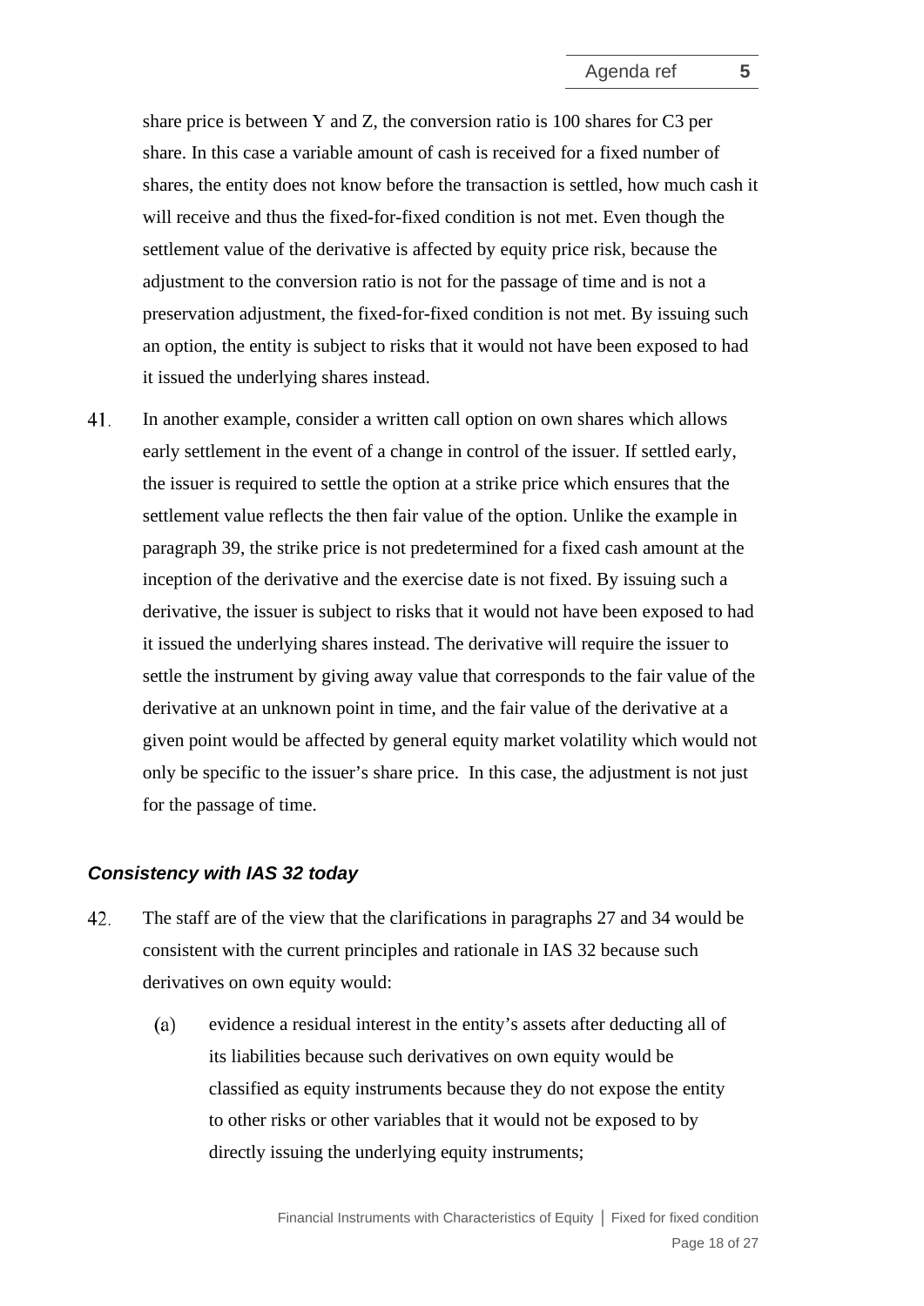share price is between Y and Z, the conversion ratio is 100 shares for C3 per share. In this case a variable amount of cash is received for a fixed number of shares, the entity does not know before the transaction is settled, how much cash it will receive and thus the fixed-for-fixed condition is not met. Even though the settlement value of the derivative is affected by equity price risk, because the adjustment to the conversion ratio is not for the passage of time and is not a preservation adjustment, the fixed-for-fixed condition is not met. By issuing such an option, the entity is subject to risks that it would not have been exposed to had it issued the underlying shares instead.

41. In another example, consider a written call option on own shares which allows early settlement in the event of a change in control of the issuer. If settled early, the issuer is required to settle the option at a strike price which ensures that the settlement value reflects the then fair value of the option. Unlike the example in paragraph 39, the strike price is not predetermined for a fixed cash amount at the inception of the derivative and the exercise date is not fixed. By issuing such a derivative, the issuer is subject to risks that it would not have been exposed to had it issued the underlying shares instead. The derivative will require the issuer to settle the instrument by giving away value that corresponds to the fair value of the derivative at an unknown point in time, and the fair value of the derivative at a given point would be affected by general equity market volatility which would not only be specific to the issuer's share price. In this case, the adjustment is not just for the passage of time.

### *Consistency with IAS 32 today*

42. The staff are of the view that the clarifications in paragraphs 27 and 34 would be consistent with the current principles and rationale in IAS 32 because such derivatives on own equity would:

    (a) evidence a residual interest in the entity's assets after deducting all of its liabilities because such derivatives on own equity would be classified as equity instruments because they do not expose the entity to other risks or other variables that it would not be exposed to by directly issuing the underlying equity instruments;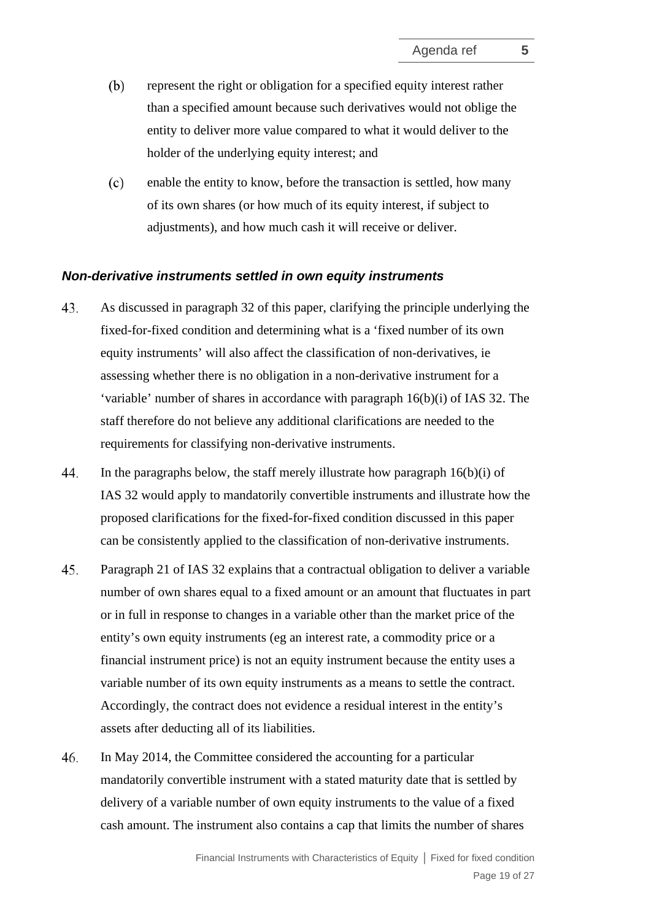(b) represent the right or obligation for a specified equity interest rather than a specified amount because such derivatives would not oblige the entity to deliver more value compared to what it would deliver to the holder of the underlying equity interest; and

(c) enable the entity to know, before the transaction is settled, how many of its own shares (or how much of its equity interest, if subject to adjustments), and how much cash it will receive or deliver.

### *Non-derivative instruments settled in own equity instruments*

43. As discussed in paragraph 32 of this paper, clarifying the principle underlying the fixed-for-fixed condition and determining what is a 'fixed number of its own equity instruments' will also affect the classification of non-derivatives, ie assessing whether there is no obligation in a non-derivative instrument for a 'variable' number of shares in accordance with paragraph 16(b)(i) of IAS 32. The staff therefore do not believe any additional clarifications are needed to the requirements for classifying non-derivative instruments.

44. In the paragraphs below, the staff merely illustrate how paragraph 16(b)(i) of IAS 32 would apply to mandatorily convertible instruments and illustrate how the proposed clarifications for the fixed-for-fixed condition discussed in this paper can be consistently applied to the classification of non-derivative instruments.

45. Paragraph 21 of IAS 32 explains that a contractual obligation to deliver a variable number of own shares equal to a fixed amount or an amount that fluctuates in part or in full in response to changes in a variable other than the market price of the entity's own equity instruments (eg an interest rate, a commodity price or a financial instrument price) is not an equity instrument because the entity uses a variable number of its own equity instruments as a means to settle the contract. Accordingly, the contract does not evidence a residual interest in the entity's assets after deducting all of its liabilities.

46. In May 2014, the Committee considered the accounting for a particular mandatorily convertible instrument with a stated maturity date that is settled by delivery of a variable number of own equity instruments to the value of a fixed cash amount. The instrument also contains a cap that limits the number of shares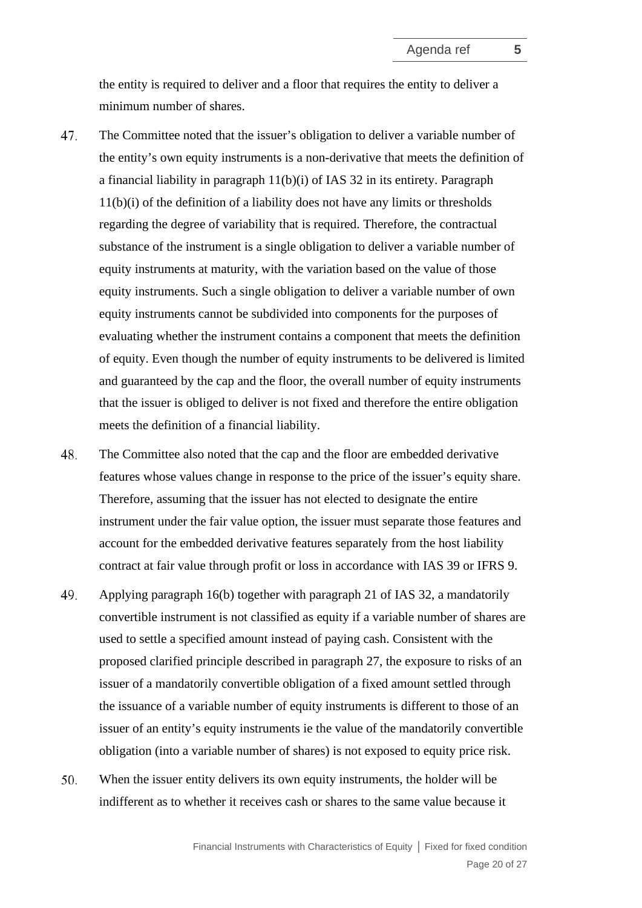the entity is required to deliver and a floor that requires the entity to deliver a minimum number of shares.

47. The Committee noted that the issuer's obligation to deliver a variable number of the entity's own equity instruments is a non-derivative that meets the definition of a financial liability in paragraph 11(b)(i) of IAS 32 in its entirety. Paragraph 11(b)(i) of the definition of a liability does not have any limits or thresholds regarding the degree of variability that is required. Therefore, the contractual substance of the instrument is a single obligation to deliver a variable number of equity instruments at maturity, with the variation based on the value of those equity instruments. Such a single obligation to deliver a variable number of own equity instruments cannot be subdivided into components for the purposes of evaluating whether the instrument contains a component that meets the definition of equity. Even though the number of equity instruments to be delivered is limited and guaranteed by the cap and the floor, the overall number of equity instruments that the issuer is obliged to deliver is not fixed and therefore the entire obligation meets the definition of a financial liability.

48. The Committee also noted that the cap and the floor are embedded derivative features whose values change in response to the price of the issuer's equity share. Therefore, assuming that the issuer has not elected to designate the entire instrument under the fair value option, the issuer must separate those features and account for the embedded derivative features separately from the host liability contract at fair value through profit or loss in accordance with IAS 39 or IFRS 9.

49. Applying paragraph 16(b) together with paragraph 21 of IAS 32, a mandatorily convertible instrument is not classified as equity if a variable number of shares are used to settle a specified amount instead of paying cash. Consistent with the proposed clarified principle described in paragraph 27, the exposure to risks of an issuer of a mandatorily convertible obligation of a fixed amount settled through the issuance of a variable number of equity instruments is different to those of an issuer of an entity's equity instruments ie the value of the mandatorily convertible obligation (into a variable number of shares) is not exposed to equity price risk.

50. When the issuer entity delivers its own equity instruments, the holder will be indifferent as to whether it receives cash or shares to the same value because it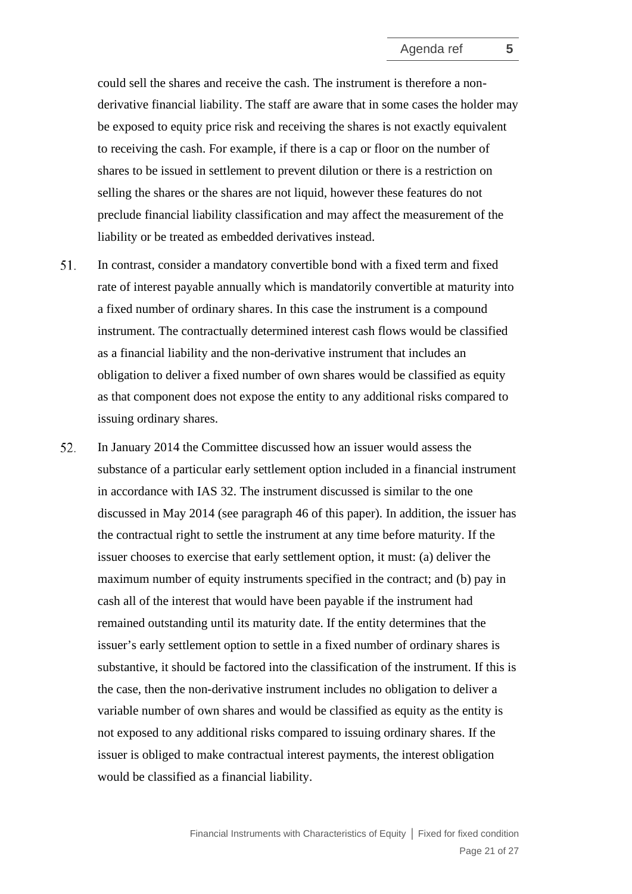could sell the shares and receive the cash. The instrument is therefore a non-derivative financial liability. The staff are aware that in some cases the holder may be exposed to equity price risk and receiving the shares is not exactly equivalent to receiving the cash. For example, if there is a cap or floor on the number of shares to be issued in settlement to prevent dilution or there is a restriction on selling the shares or the shares are not liquid, however these features do not preclude financial liability classification and may affect the measurement of the liability or be treated as embedded derivatives instead.

51. In contrast, consider a mandatory convertible bond with a fixed term and fixed rate of interest payable annually which is mandatorily convertible at maturity into a fixed number of ordinary shares. In this case the instrument is a compound instrument. The contractually determined interest cash flows would be classified as a financial liability and the non-derivative instrument that includes an obligation to deliver a fixed number of own shares would be classified as equity as that component does not expose the entity to any additional risks compared to issuing ordinary shares.

52. In January 2014 the Committee discussed how an issuer would assess the substance of a particular early settlement option included in a financial instrument in accordance with IAS 32. The instrument discussed is similar to the one discussed in May 2014 (see paragraph 46 of this paper). In addition, the issuer has the contractual right to settle the instrument at any time before maturity. If the issuer chooses to exercise that early settlement option, it must: (a) deliver the maximum number of equity instruments specified in the contract; and (b) pay in cash all of the interest that would have been payable if the instrument had remained outstanding until its maturity date. If the entity determines that the issuer's early settlement option to settle in a fixed number of ordinary shares is substantive, it should be factored into the classification of the instrument. If this is the case, then the non-derivative instrument includes no obligation to deliver a variable number of own shares and would be classified as equity as the entity is not exposed to any additional risks compared to issuing ordinary shares. If the issuer is obliged to make contractual interest payments, the interest obligation would be classified as a financial liability.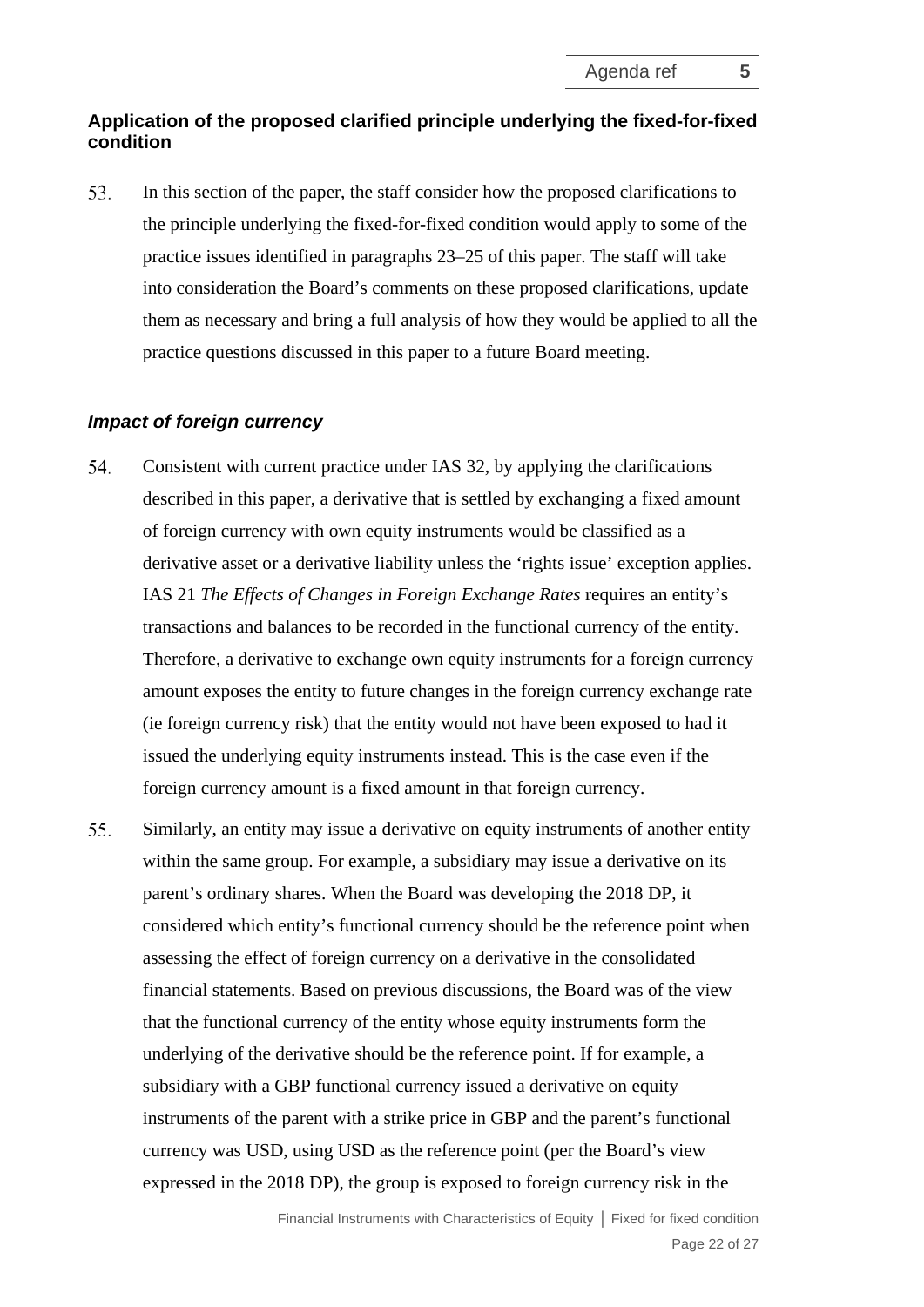### Application of the proposed clarified principle underlying the fixed-for-fixed condition

53. In this section of the paper, the staff consider how the proposed clarifications to the principle underlying the fixed-for-fixed condition would apply to some of the practice issues identified in paragraphs 23–25 of this paper. The staff will take into consideration the Board's comments on these proposed clarifications, update them as necessary and bring a full analysis of how they would be applied to all the practice questions discussed in this paper to a future Board meeting.

#### *Impact of foreign currency*

54. Consistent with current practice under IAS 32, by applying the clarifications described in this paper, a derivative that is settled by exchanging a fixed amount of foreign currency with own equity instruments would be classified as a derivative asset or a derivative liability unless the 'rights issue' exception applies. IAS 21 *The Effects of Changes in Foreign Exchange Rates* requires an entity's transactions and balances to be recorded in the functional currency of the entity. Therefore, a derivative to exchange own equity instruments for a foreign currency amount exposes the entity to future changes in the foreign currency exchange rate (ie foreign currency risk) that the entity would not have been exposed to had it issued the underlying equity instruments instead. This is the case even if the foreign currency amount is a fixed amount in that foreign currency.

55. Similarly, an entity may issue a derivative on equity instruments of another entity within the same group. For example, a subsidiary may issue a derivative on its parent's ordinary shares. When the Board was developing the 2018 DP, it considered which entity's functional currency should be the reference point when assessing the effect of foreign currency on a derivative in the consolidated financial statements. Based on previous discussions, the Board was of the view that the functional currency of the entity whose equity instruments form the underlying of the derivative should be the reference point. If for example, a subsidiary with a GBP functional currency issued a derivative on equity instruments of the parent with a strike price in GBP and the parent's functional currency was USD, using USD as the reference point (per the Board's view expressed in the 2018 DP), the group is exposed to foreign currency risk in the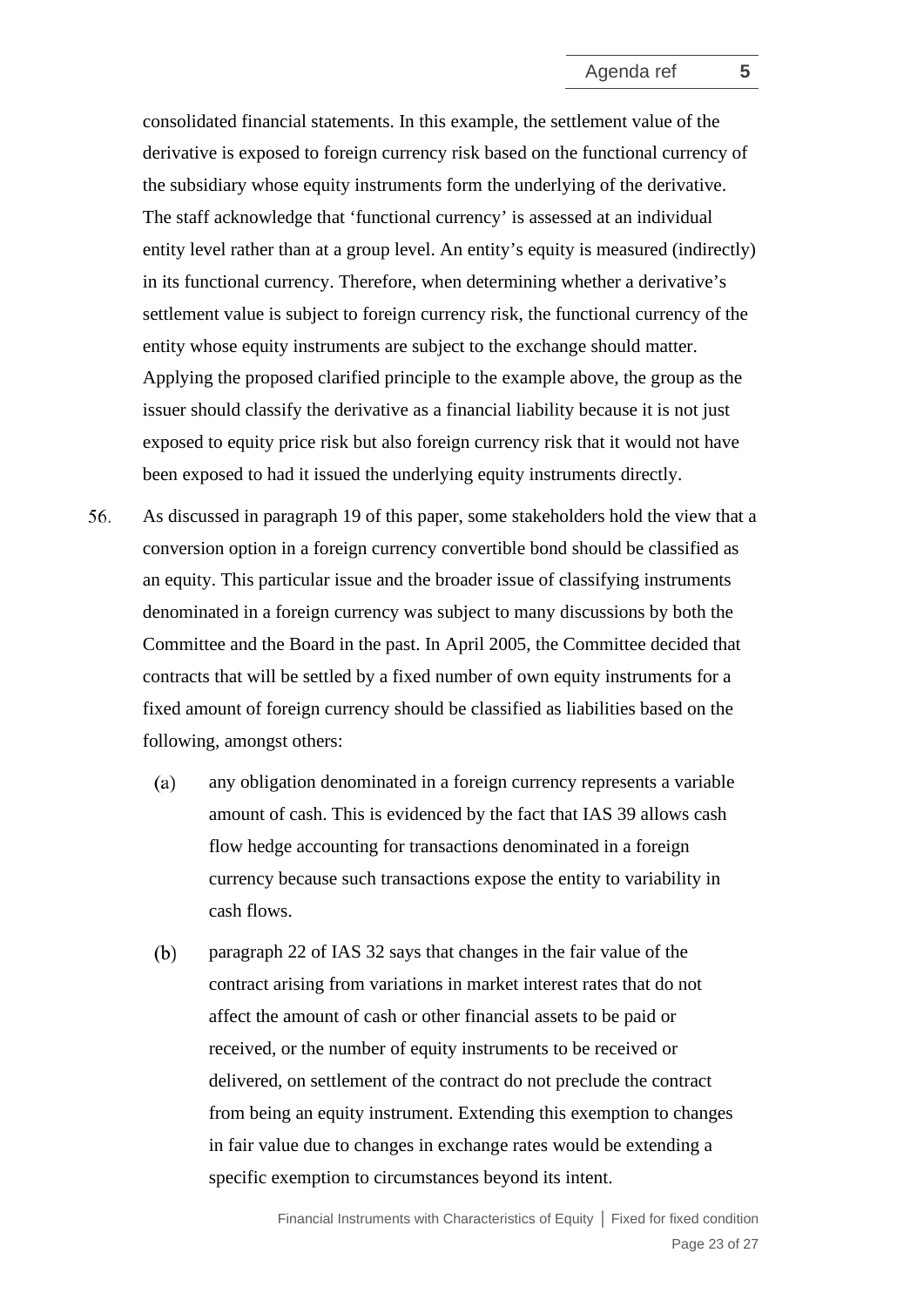consolidated financial statements. In this example, the settlement value of the derivative is exposed to foreign currency risk based on the functional currency of the subsidiary whose equity instruments form the underlying of the derivative. The staff acknowledge that 'functional currency' is assessed at an individual entity level rather than at a group level. An entity's equity is measured (indirectly) in its functional currency. Therefore, when determining whether a derivative's settlement value is subject to foreign currency risk, the functional currency of the entity whose equity instruments are subject to the exchange should matter. Applying the proposed clarified principle to the example above, the group as the issuer should classify the derivative as a financial liability because it is not just exposed to equity price risk but also foreign currency risk that it would not have been exposed to had it issued the underlying equity instruments directly.

56. As discussed in paragraph 19 of this paper, some stakeholders hold the view that a conversion option in a foreign currency convertible bond should be classified as an equity. This particular issue and the broader issue of classifying instruments denominated in a foreign currency was subject to many discussions by both the Committee and the Board in the past. In April 2005, the Committee decided that contracts that will be settled by a fixed number of own equity instruments for a fixed amount of foreign currency should be classified as liabilities based on the following, amongst others:

    (a) any obligation denominated in a foreign currency represents a variable amount of cash. This is evidenced by the fact that IAS 39 allows cash flow hedge accounting for transactions denominated in a foreign currency because such transactions expose the entity to variability in cash flows.

    (b) paragraph 22 of IAS 32 says that changes in the fair value of the contract arising from variations in market interest rates that do not affect the amount of cash or other financial assets to be paid or received, or the number of equity instruments to be received or delivered, on settlement of the contract do not preclude the contract from being an equity instrument. Extending this exemption to changes in fair value due to changes in exchange rates would be extending a specific exemption to circumstances beyond its intent.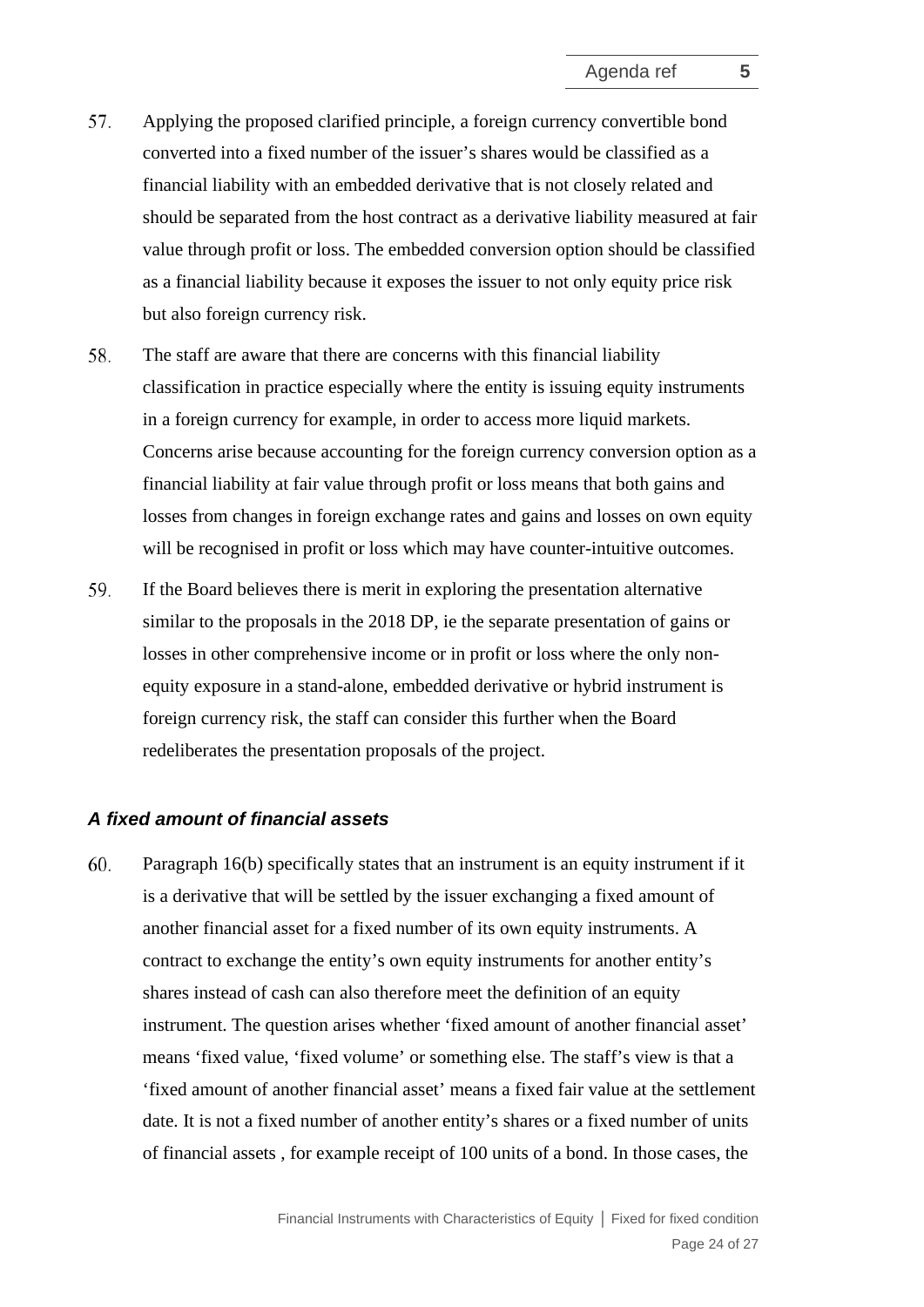57. Applying the proposed clarified principle, a foreign currency convertible bond converted into a fixed number of the issuer's shares would be classified as a financial liability with an embedded derivative that is not closely related and should be separated from the host contract as a derivative liability measured at fair value through profit or loss. The embedded conversion option should be classified as a financial liability because it exposes the issuer to not only equity price risk but also foreign currency risk.

58. The staff are aware that there are concerns with this financial liability classification in practice especially where the entity is issuing equity instruments in a foreign currency for example, in order to access more liquid markets. Concerns arise because accounting for the foreign currency conversion option as a financial liability at fair value through profit or loss means that both gains and losses from changes in foreign exchange rates and gains and losses on own equity will be recognised in profit or loss which may have counter-intuitive outcomes.

59. If the Board believes there is merit in exploring the presentation alternative similar to the proposals in the 2018 DP, ie the separate presentation of gains or losses in other comprehensive income or in profit or loss where the only non-equity exposure in a stand-alone, embedded derivative or hybrid instrument is foreign currency risk, the staff can consider this further when the Board redeliberates the presentation proposals of the project.

### *A fixed amount of financial assets*

60. Paragraph 16(b) specifically states that an instrument is an equity instrument if it is a derivative that will be settled by the issuer exchanging a fixed amount of another financial asset for a fixed number of its own equity instruments. A contract to exchange the entity's own equity instruments for another entity's shares instead of cash can also therefore meet the definition of an equity instrument. The question arises whether 'fixed amount of another financial asset' means 'fixed value, 'fixed volume' or something else. The staff's view is that a 'fixed amount of another financial asset' means a fixed fair value at the settlement date. It is not a fixed number of another entity's shares or a fixed number of units of financial assets , for example receipt of 100 units of a bond. In those cases, the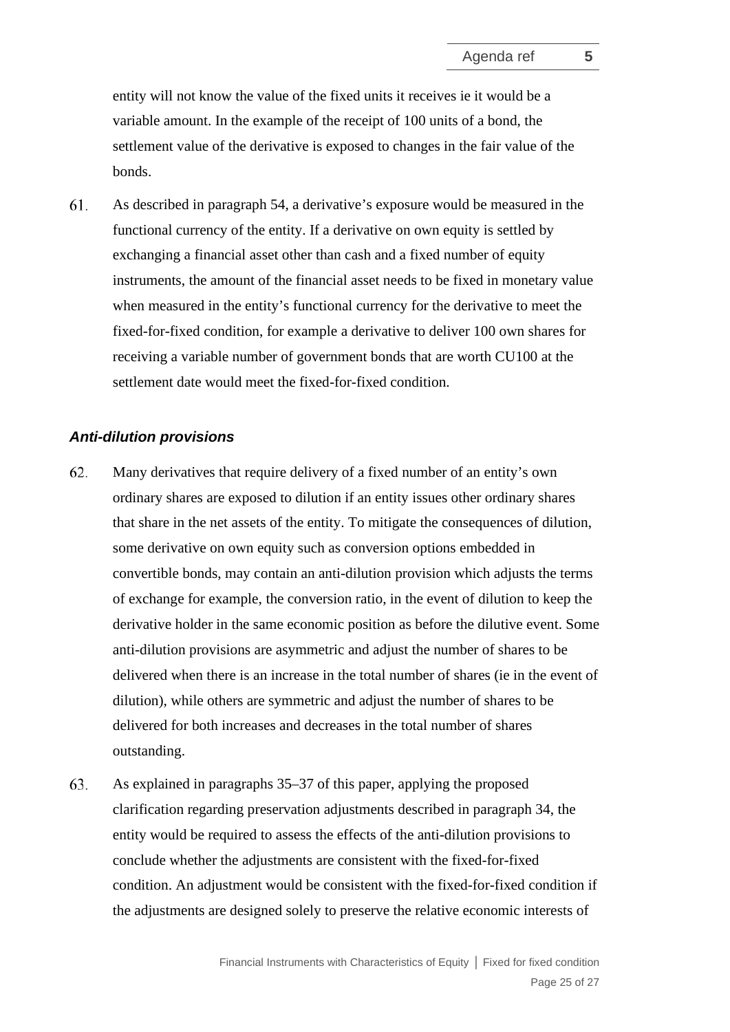entity will not know the value of the fixed units it receives ie it would be a variable amount. In the example of the receipt of 100 units of a bond, the settlement value of the derivative is exposed to changes in the fair value of the bonds.

61. As described in paragraph 54, a derivative's exposure would be measured in the functional currency of the entity. If a derivative on own equity is settled by exchanging a financial asset other than cash and a fixed number of equity instruments, the amount of the financial asset needs to be fixed in monetary value when measured in the entity's functional currency for the derivative to meet the fixed-for-fixed condition, for example a derivative to deliver 100 own shares for receiving a variable number of government bonds that are worth CU100 at the settlement date would meet the fixed-for-fixed condition.

### *Anti-dilution provisions*

62. Many derivatives that require delivery of a fixed number of an entity's own ordinary shares are exposed to dilution if an entity issues other ordinary shares that share in the net assets of the entity. To mitigate the consequences of dilution, some derivative on own equity such as conversion options embedded in convertible bonds, may contain an anti-dilution provision which adjusts the terms of exchange for example, the conversion ratio, in the event of dilution to keep the derivative holder in the same economic position as before the dilutive event. Some anti-dilution provisions are asymmetric and adjust the number of shares to be delivered when there is an increase in the total number of shares (ie in the event of dilution), while others are symmetric and adjust the number of shares to be delivered for both increases and decreases in the total number of shares outstanding.

63. As explained in paragraphs 35–37 of this paper, applying the proposed clarification regarding preservation adjustments described in paragraph 34, the entity would be required to assess the effects of the anti-dilution provisions to conclude whether the adjustments are consistent with the fixed-for-fixed condition. An adjustment would be consistent with the fixed-for-fixed condition if the adjustments are designed solely to preserve the relative economic interests of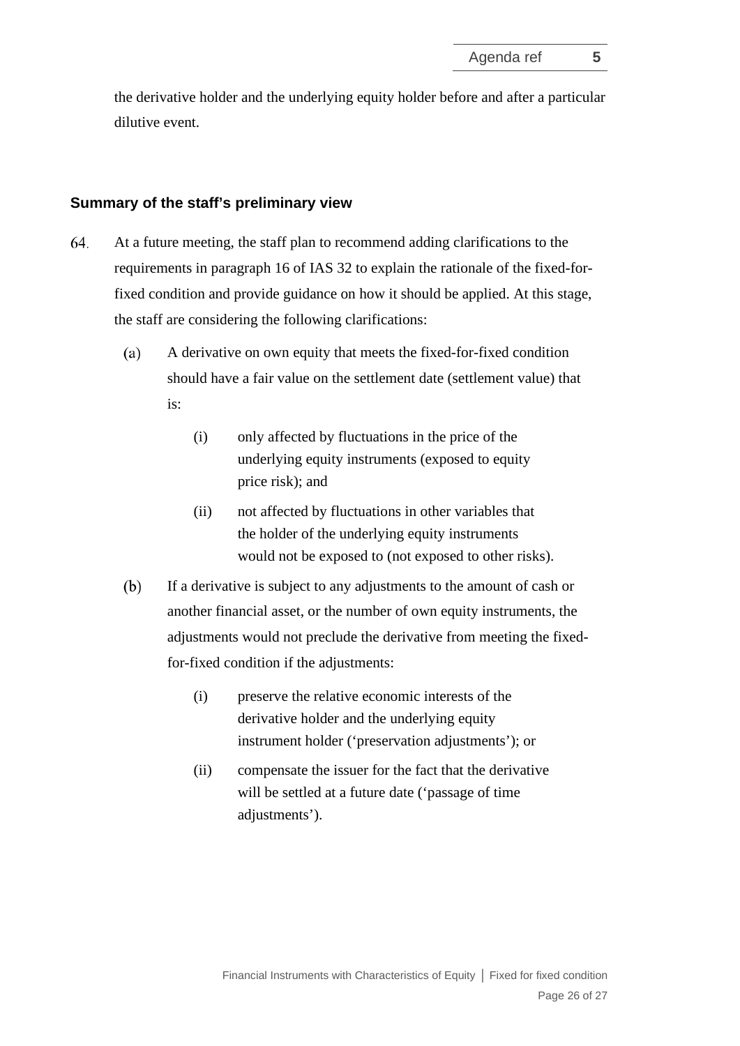the derivative holder and the underlying equity holder before and after a particular dilutive event.

## Summary of the staff's preliminary view

64. At a future meeting, the staff plan to recommend adding clarifications to the requirements in paragraph 16 of IAS 32 to explain the rationale of the fixed-for-fixed condition and provide guidance on how it should be applied. At this stage, the staff are considering the following clarifications:

    (a) A derivative on own equity that meets the fixed-for-fixed condition should have a fair value on the settlement date (settlement value) that is:

        (i) only affected by fluctuations in the price of the underlying equity instruments (exposed to equity price risk); and

        (ii) not affected by fluctuations in other variables that the holder of the underlying equity instruments would not be exposed to (not exposed to other risks).

    (b) If a derivative is subject to any adjustments to the amount of cash or another financial asset, or the number of own equity instruments, the adjustments would not preclude the derivative from meeting the fixed-for-fixed condition if the adjustments:

        (i) preserve the relative economic interests of the derivative holder and the underlying equity instrument holder ('preservation adjustments'); or

        (ii) compensate the issuer for the fact that the derivative will be settled at a future date ('passage of time adjustments').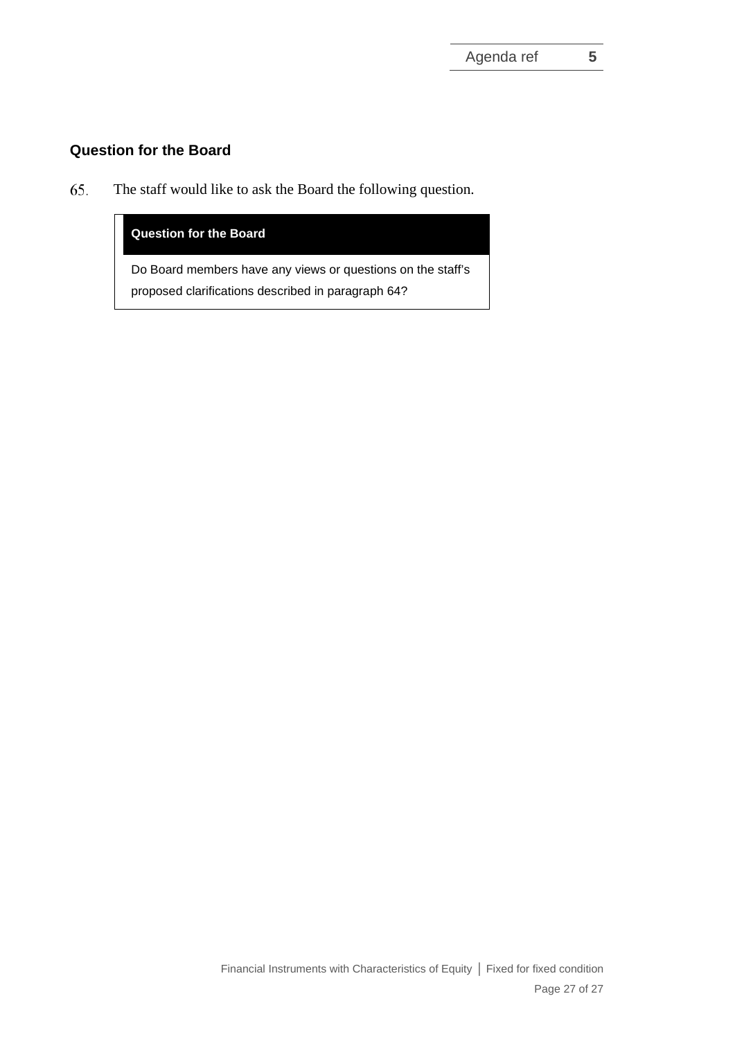## Question for the Board

65. The staff would like to ask the Board the following question.

| Question for the Board |
| --- |
| Do Board members have any views or questions on the staff's proposed clarifications described in paragraph 64? |